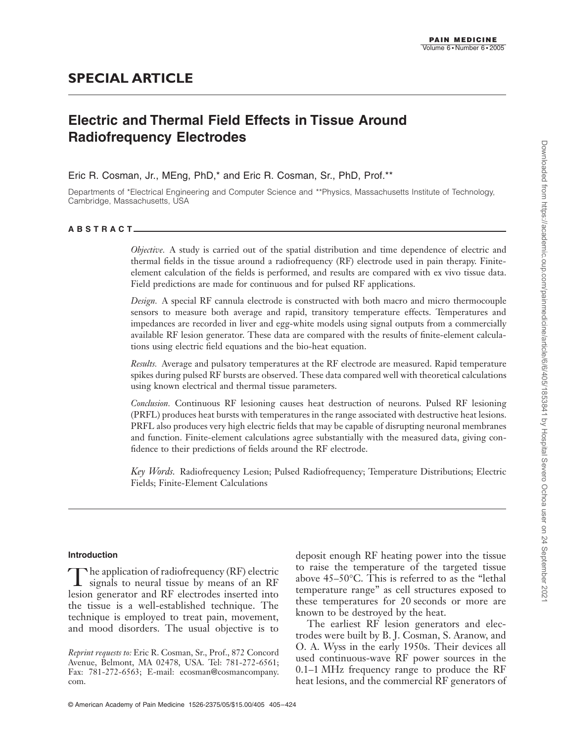## SPECIAL ARTICLE

# Electric and Thermal Field Effects in Tissue Around Radiofrequency Electrodes

Eric R. Cosman, Jr., MEng, PhD,* and Eric R. Cosman, Sr., PhD, Prof.**

Departments of *Electrical Engineering and Computer Science and **Physics, Massachusetts Institute of Technology, Cambridge, Massachusetts, USA

### ABSTRACT

*Objective.* A study is carried out of the spatial distribution and time dependence of electric and thermal fields in the tissue around a radiofrequency (RF) electrode used in pain therapy. Finite-element calculation of the fields is performed, and results are compared with ex vivo tissue data. Field predictions are made for continuous and for pulsed RF applications.

*Design.* A special RF cannula electrode is constructed with both macro and micro thermocouple sensors to measure both average and rapid, transitory temperature effects. Temperatures and impedances are recorded in liver and egg-white models using signal outputs from a commercially available RF lesion generator. These data are compared with the results of finite-element calculations using electric field equations and the bio-heat equation.

*Results.* Average and pulsatory temperatures at the RF electrode are measured. Rapid temperature spikes during pulsed RF bursts are observed. These data compared well with theoretical calculations using known electrical and thermal tissue parameters.

*Conclusion.* Continuous RF lesioning causes heat destruction of neurons. Pulsed RF lesioning (PRFL) produces heat bursts with temperatures in the range associated with destructive heat lesions. PRFL also produces very high electric fields that may be capable of disrupting neuronal membranes and function. Finite-element calculations agree substantially with the measured data, giving confidence to their predictions of fields around the RF electrode.

*Key Words.* Radiofrequency Lesion; Pulsed Radiofrequency; Temperature Distributions; Electric Fields; Finite-Element Calculations

### Introduction

The application of radiofrequency (RF) electric signals to neural tissue by means of an RF lesion generator and RF electrodes inserted into the tissue is a well-established technique. The technique is employed to treat pain, movement, and mood disorders. The usual objective is to deposit enough RF heating power into the tissue to raise the temperature of the targeted tissue above 45–50°C. This is referred to as the "lethal temperature range" as cell structures exposed to these temperatures for 20 seconds or more are known to be destroyed by the heat.

The earliest RF lesion generators and electrodes were built by B. J. Cosman, S. Aranow, and O. A. Wyss in the early 1950s. Their devices all used continuous-wave RF power sources in the 0.1–1 MHz frequency range to produce the RF heat lesions, and the commercial RF generators of

*Reprint requests to:* Eric R. Cosman, Sr., Prof., 872 Concord Avenue, Belmont, MA 02478, USA. Tel: 781-272-6561; Fax: 781-272-6563; E-mail: ecosman@cosmancompany.com.

© American Academy of Pain Medicine 1526-2375/05/$15.00/405 405–424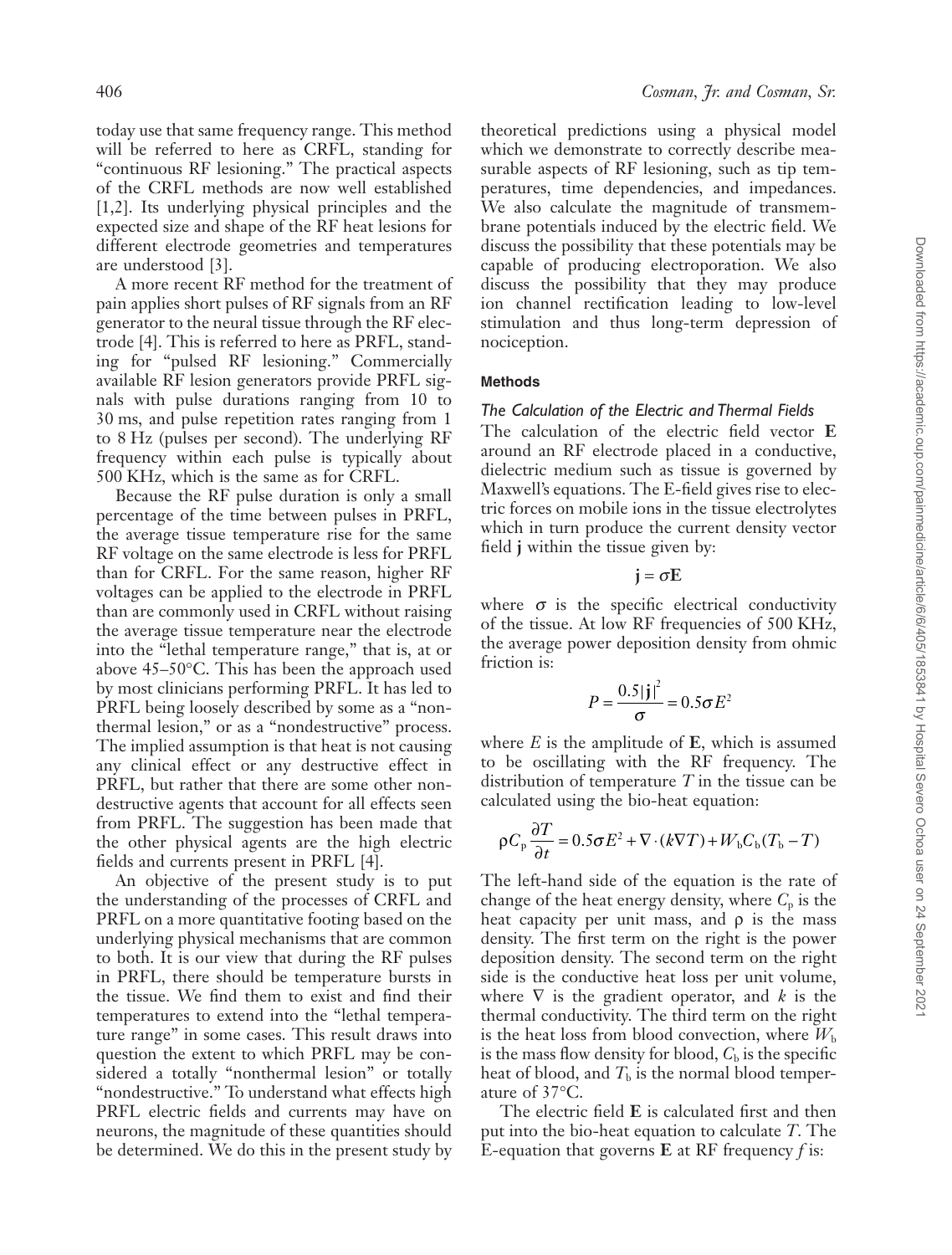today use that same frequency range. This method will be referred to here as CRFL, standing for "continuous RF lesioning." The practical aspects of the CRFL methods are now well established [1,2]. Its underlying physical principles and the expected size and shape of the RF heat lesions for different electrode geometries and temperatures are understood [3].

A more recent RF method for the treatment of pain applies short pulses of RF signals from an RF generator to the neural tissue through the RF electrode [4]. This is referred to here as PRFL, standing for "pulsed RF lesioning." Commercially available RF lesion generators provide PRFL signals with pulse durations ranging from 10 to 30 ms, and pulse repetition rates ranging from 1 to 8 Hz (pulses per second). The underlying RF frequency within each pulse is typically about 500 KHz, which is the same as for CRFL.

Because the RF pulse duration is only a small percentage of the time between pulses in PRFL, the average tissue temperature rise for the same RF voltage on the same electrode is less for PRFL than for CRFL. For the same reason, higher RF voltages can be applied to the electrode in PRFL than are commonly used in CRFL without raising the average tissue temperature near the electrode into the "lethal temperature range," that is, at or above 45–50°C. This has been the approach used by most clinicians performing PRFL. It has led to PRFL being loosely described by some as a "nonthermal lesion," or as a "nondestructive" process. The implied assumption is that heat is not causing any clinical effect or any destructive effect in PRFL, but rather that there are some other nondestructive agents that account for all effects seen from PRFL. The suggestion has been made that the other physical agents are the high electric fields and currents present in PRFL [4].

An objective of the present study is to put the understanding of the processes of CRFL and PRFL on a more quantitative footing based on the underlying physical mechanisms that are common to both. It is our view that during the RF pulses in PRFL, there should be temperature bursts in the tissue. We find them to exist and find their temperatures to extend into the "lethal temperature range" in some cases. This result draws into question the extent to which PRFL may be considered a totally "nonthermal lesion" or totally "nondestructive." To understand what effects high PRFL electric fields and currents may have on neurons, the magnitude of these quantities should be determined. We do this in the present study by theoretical predictions using a physical model which we demonstrate to correctly describe measurable aspects of RF lesioning, such as tip temperatures, time dependencies, and impedances. We also calculate the magnitude of transmembrane potentials induced by the electric field. We discuss the possibility that these potentials may be capable of producing electroporation. We also discuss the possibility that they may produce ion channel rectification leading to low-level stimulation and thus long-term depression of nociception.

## Methods

### *The Calculation of the Electric and Thermal Fields*

The calculation of the electric field vector $\mathbf{E}$ around an RF electrode placed in a conductive, dielectric medium such as tissue is governed by Maxwell's equations. The E-field gives rise to electric forces on mobile ions in the tissue electrolytes which in turn produce the current density vector field $\mathbf{j}$ within the tissue given by:

$$\mathbf{j} = \sigma \mathbf{E}$$

where $\sigma$ is the specific electrical conductivity of the tissue. At low RF frequencies of 500 KHz, the average power deposition density from ohmic friction is:

$$P = \frac{0.5|\mathbf{j}|^2}{\sigma} = 0.5\sigma E^2$$

where $E$ is the amplitude of $\mathbf{E}$, which is assumed to be oscillating with the RF frequency. The distribution of temperature $T$ in the tissue can be calculated using the bio-heat equation:

$$\rho C_p \frac{\partial T}{\partial t} = 0.5\sigma E^2 + \nabla \cdot (k \nabla T) + W_b C_b (T_b - T)$$

The left-hand side of the equation is the rate of change of the heat energy density, where $C_p$ is the heat capacity per unit mass, and $\rho$ is the mass density. The first term on the right is the power deposition density. The second term on the right side is the conductive heat loss per unit volume, where $\nabla$ is the gradient operator, and $k$ is the thermal conductivity. The third term on the right is the heat loss from blood convection, where $W_b$ is the mass flow density for blood, $C_b$ is the specific heat of blood, and $T_b$ is the normal blood temperature of 37°C.

The electric field $\mathbf{E}$ is calculated first and then put into the bio-heat equation to calculate $T$. The E-equation that governs $\mathbf{E}$ at RF frequency $f$ is: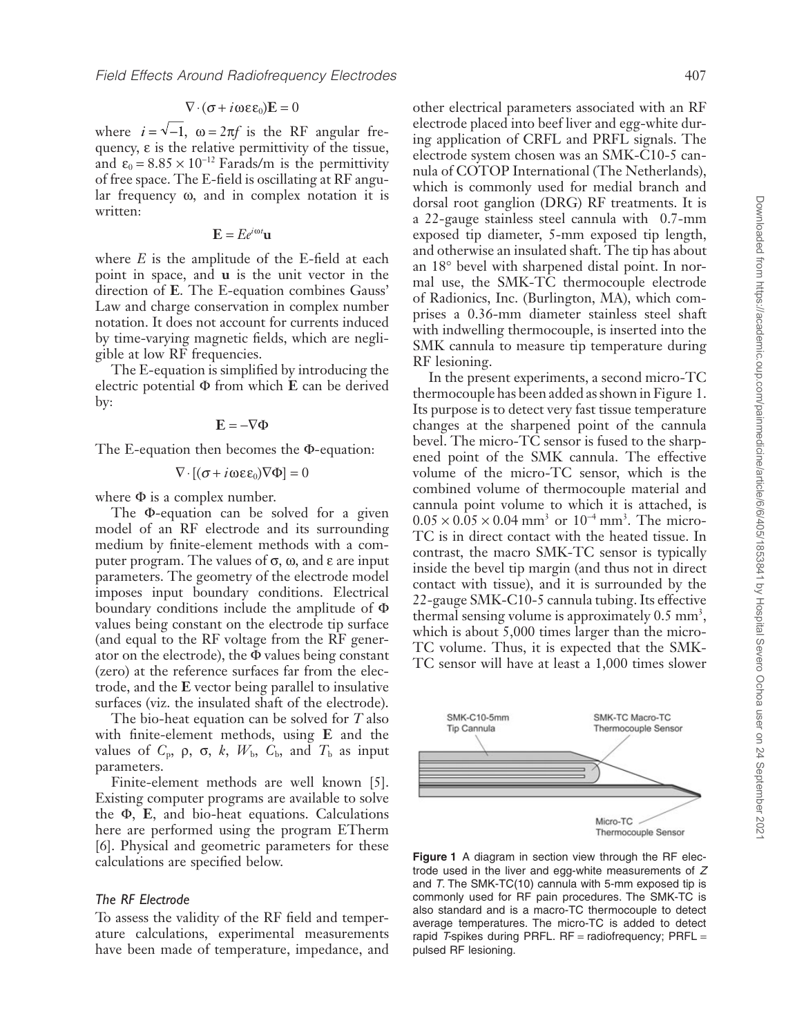$$\nabla \cdot (\sigma + i\omega\varepsilon\varepsilon_0)\mathbf{E} = 0$$

where $i = \sqrt{-1}$, $\omega = 2\pi f$ is the RF angular frequency, $\varepsilon$ is the relative permittivity of the tissue, and $\varepsilon_0 = 8.85 \times 10^{-12}$ Farads/m is the permittivity of free space. The E-field is oscillating at RF angular frequency $\omega$, and in complex notation it is written:

$$\mathbf{E} = Ee^{i\omega t}\mathbf{u}$$

where $E$ is the amplitude of the E-field at each point in space, and $\mathbf{u}$ is the unit vector in the direction of $\mathbf{E}$. The E-equation combines Gauss' Law and charge conservation in complex number notation. It does not account for currents induced by time-varying magnetic fields, which are negligible at low RF frequencies.

The E-equation is simplified by introducing the electric potential $\Phi$ from which $\mathbf{E}$ can be derived by:

$$\mathbf{E} = -\nabla\Phi$$

The E-equation then becomes the $\Phi$-equation:

$$\nabla \cdot [(\sigma + i\omega\varepsilon\varepsilon_0)\nabla\Phi] = 0$$

where $\Phi$ is a complex number.

The $\Phi$-equation can be solved for a given model of an RF electrode and its surrounding medium by finite-element methods with a computer program. The values of $\sigma$, $\omega$, and $\varepsilon$ are input parameters. The geometry of the electrode model imposes input boundary conditions. Electrical boundary conditions include the amplitude of $\Phi$ values being constant on the electrode tip surface (and equal to the RF voltage from the RF generator on the electrode), the $\Phi$ values being constant (zero) at the reference surfaces far from the electrode, and the $\mathbf{E}$ vector being parallel to insulative surfaces (viz. the insulated shaft of the electrode).

The bio-heat equation can be solved for $T$ also with finite-element methods, using $\mathbf{E}$ and the values of $C_p$, $\rho$, $\sigma$, $k$, $W_b$, $C_b$, and $T_b$ as input parameters.

Finite-element methods are well known [5]. Existing computer programs are available to solve the $\Phi$, $\mathbf{E}$, and bio-heat equations. Calculations here are performed using the program ETherm [6]. Physical and geometric parameters for these calculations are specified below.

### *The RF Electrode*

To assess the validity of the RF field and temperature calculations, experimental measurements have been made of temperature, impedance, and other electrical parameters associated with an RF electrode placed into beef liver and egg-white during application of CRFL and PRFL signals. The electrode system chosen was an SMK-C10-5 cannula of COTOP International (The Netherlands), which is commonly used for medial branch and dorsal root ganglion (DRG) RF treatments. It is a 22-gauge stainless steel cannula with 0.7-mm exposed tip diameter, 5-mm exposed tip length, and otherwise an insulated shaft. The tip has about an 18° bevel with sharpened distal point. In normal use, the SMK-TC thermocouple electrode of Radionics, Inc. (Burlington, MA), which comprises a 0.36-mm diameter stainless steel shaft with indwelling thermocouple, is inserted into the SMK cannula to measure tip temperature during RF lesioning.

In the present experiments, a second micro-TC thermocouple has been added as shown in Figure 1. Its purpose is to detect very fast tissue temperature changes at the sharpened point of the cannula bevel. The micro-TC sensor is fused to the sharpened point of the SMK cannula. The effective volume of the micro-TC sensor, which is the combined volume of thermocouple material and cannula point volume to which it is attached, is $0.05 \times 0.05 \times 0.04$ mm$^3$ or $10^{-4}$ mm$^3$. The micro-TC is in direct contact with the heated tissue. In contrast, the macro SMK-TC sensor is typically inside the bevel tip margin (and thus not in direct contact with tissue), and it is surrounded by the 22-gauge SMK-C10-5 cannula tubing. Its effective thermal sensing volume is approximately 0.5 mm$^3$, which is about 5,000 times larger than the micro-TC volume. Thus, it is expected that the SMK-TC sensor will have at least a 1,000 times slower

**Figure 1** A diagram in section view through the RF electrode used in the liver and egg-white measurements of $Z$ and $T$. The SMK-TC(10) cannula with 5-mm exposed tip is commonly used for RF pain procedures. The SMK-TC is also standard and is a macro-TC thermocouple to detect average temperatures. The micro-TC is added to detect rapid $T$-spikes during PRFL. RF = radiofrequency; PRFL = pulsed RF lesioning.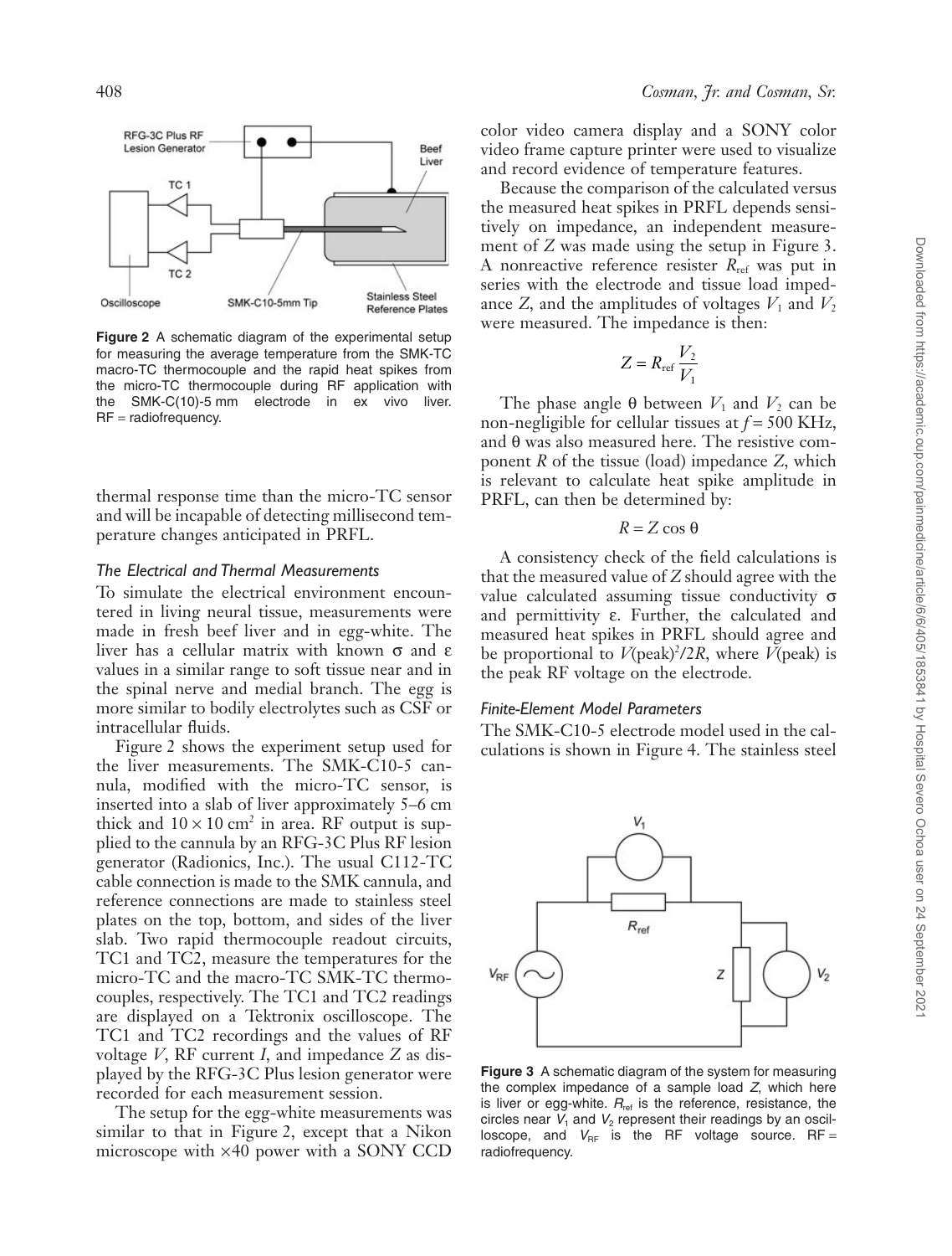**Figure 2** A schematic diagram of the experimental setup for measuring the average temperature from the SMK-TC macro-TC thermocouple and the rapid heat spikes from the micro-TC thermocouple during RF application with the SMK-C(10)-5 mm electrode in ex vivo liver. RF = radiofrequency.

thermal response time than the micro-TC sensor and will be incapable of detecting millisecond temperature changes anticipated in PRFL.

### *The Electrical and Thermal Measurements*

To simulate the electrical environment encountered in living neural tissue, measurements were made in fresh beef liver and in egg-white. The liver has a cellular matrix with known σ and ε values in a similar range to soft tissue near and in the spinal nerve and medial branch. The egg is more similar to bodily electrolytes such as CSF or intracellular fluids.

Figure 2 shows the experiment setup used for the liver measurements. The SMK-C10-5 cannula, modified with the micro-TC sensor, is inserted into a slab of liver approximately 5–6 cm thick and $10 \times 10$ cm$^2$ in area. RF output is supplied to the cannula by an RFG-3C Plus RF lesion generator (Radionics, Inc.). The usual C112-TC cable connection is made to the SMK cannula, and reference connections are made to stainless steel plates on the top, bottom, and sides of the liver slab. Two rapid thermocouple readout circuits, TC1 and TC2, measure the temperatures for the micro-TC and the macro-TC SMK-TC thermocouples, respectively. The TC1 and TC2 readings are displayed on a Tektronix oscilloscope. The TC1 and TC2 recordings and the values of RF voltage $V$, RF current $I$, and impedance $Z$ as displayed by the RFG-3C Plus lesion generator were recorded for each measurement session.

The setup for the egg-white measurements was similar to that in Figure 2, except that a Nikon microscope with ×40 power with a SONY CCD color video camera display and a SONY color video frame capture printer were used to visualize and record evidence of temperature features.

Because the comparison of the calculated versus the measured heat spikes in PRFL depends sensitively on impedance, an independent measurement of $Z$ was made using the setup in Figure 3. A nonreactive reference resister $R_{\text{ref}}$ was put in series with the electrode and tissue load impedance $Z$, and the amplitudes of voltages $V_1$ and $V_2$ were measured. The impedance is then:

$$Z = R_{\text{ref}} \frac{V_2}{V_1}$$

The phase angle θ between $V_1$ and $V_2$ can be non-negligible for cellular tissues at $f = 500$ KHz, and θ was also measured here. The resistive component $R$ of the tissue (load) impedance $Z$, which is relevant to calculate heat spike amplitude in PRFL, can then be determined by:

$$R = Z \cos \theta$$

A consistency check of the field calculations is that the measured value of $Z$ should agree with the value calculated assuming tissue conductivity σ and permittivity ε. Further, the calculated and measured heat spikes in PRFL should agree and be proportional to $V(\text{peak})^2/2R$, where $V$(peak) is the peak RF voltage on the electrode.

### *Finite-Element Model Parameters*

The SMK-C10-5 electrode model used in the calculations is shown in Figure 4. The stainless steel

**Figure 3** A schematic diagram of the system for measuring the complex impedance of a sample load $Z$, which here is liver or egg-white. $R_{\text{ref}}$ is the reference, resistance, the circles near $V_1$ and $V_2$ represent their readings by an oscilloscope, and $V_{\text{RF}}$ is the RF voltage source. RF = radiofrequency.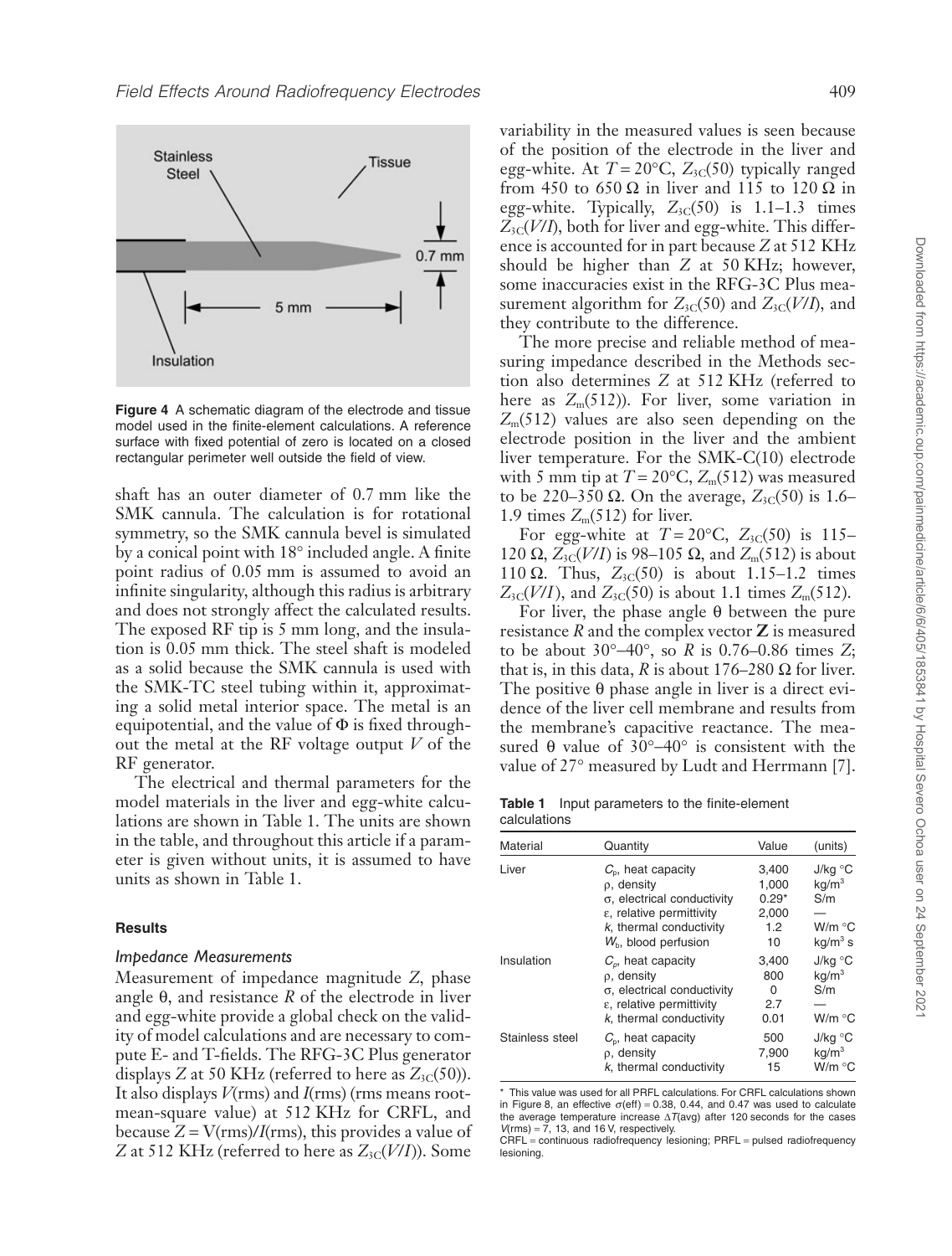Figure 4 A schematic diagram of the electrode and tissue model used in the finite-element calculations. A reference surface with fixed potential of zero is located on a closed rectangular perimeter well outside the field of view.

shaft has an outer diameter of 0.7 mm like the SMK cannula. The calculation is for rotational symmetry, so the SMK cannula bevel is simulated by a conical point with 18° included angle. A finite point radius of 0.05 mm is assumed to avoid an infinite singularity, although this radius is arbitrary and does not strongly affect the calculated results. The exposed RF tip is 5 mm long, and the insulation is 0.05 mm thick. The steel shaft is modeled as a solid because the SMK cannula is used with the SMK-TC steel tubing within it, approximating a solid metal interior space. The metal is an equipotential, and the value of $\Phi$ is fixed throughout the metal at the RF voltage output $V$ of the RF generator.

The electrical and thermal parameters for the model materials in the liver and egg-white calculations are shown in Table 1. The units are shown in the table, and throughout this article if a parameter is given without units, it is assumed to have units as shown in Table 1.

## Results

### Impedance Measurements

Measurement of impedance magnitude $Z$, phase angle $\theta$, and resistance $R$ of the electrode in liver and egg-white provide a global check on the validity of model calculations and are necessary to compute E- and T-fields. The RFG-3C Plus generator displays $Z$ at 50 KHz (referred to here as $Z_{3C}(50)$). It also displays $V$(rms) and $I$(rms) (rms means root-mean-square value) at 512 KHz for CRFL, and because $Z = V(\text{rms})/I(\text{rms})$, this provides a value of $Z$ at 512 KHz (referred to here as $Z_{3C}(V/I)$). Some variability in the measured values is seen because of the position of the electrode in the liver and egg-white. At $T = 20°\text{C}$, $Z_{3C}(50)$ typically ranged from 450 to 650 Ω in liver and 115 to 120 Ω in egg-white. Typically, $Z_{3C}(50)$ is 1.1–1.3 times $Z_{3C}(V/I)$, both for liver and egg-white. This difference is accounted for in part because $Z$ at 512 KHz should be higher than $Z$ at 50 KHz; however, some inaccuracies exist in the RFG-3C Plus measurement algorithm for $Z_{3C}(50)$ and $Z_{3C}(V/I)$, and they contribute to the difference.

The more precise and reliable method of measuring impedance described in the Methods section also determines $Z$ at 512 KHz (referred to here as $Z_m(512)$). For liver, some variation in $Z_m(512)$ values are also seen depending on the electrode position in the liver and the ambient liver temperature. For the SMK-C(10) electrode with 5 mm tip at $T = 20°\text{C}$, $Z_m(512)$ was measured to be 220–350 Ω. On the average, $Z_{3C}(50)$ is 1.6–1.9 times $Z_m(512)$ for liver.

For egg-white at $T = 20°\text{C}$, $Z_{3C}(50)$ is 115–120 Ω, $Z_{3C}(V/I)$ is 98–105 Ω, and $Z_m(512)$ is about 110 Ω. Thus, $Z_{3C}(50)$ is about 1.15–1.2 times $Z_{3C}(V/I)$, and $Z_{3C}(50)$ is about 1.1 times $Z_m(512)$.

For liver, the phase angle $\theta$ between the pure resistance $R$ and the complex vector $\mathbf{Z}$ is measured to be about 30°–40°, so $R$ is 0.76–0.86 times $Z$; that is, in this data, $R$ is about 176–280 Ω for liver. The positive $\theta$ phase angle in liver is a direct evidence of the liver cell membrane and results from the membrane's capacitive reactance. The measured $\theta$ value of 30°–40° is consistent with the value of 27° measured by Ludt and Herrmann [7].

**Table 1** Input parameters to the finite-element calculations

| Material | Quantity | Value | (units) |
|---|---|---|---|
| Liver | $C_p$, heat capacity | 3,400 | J/kg °C |
| | $\rho$, density | 1,000 | kg/m$^3$ |
| | $\sigma$, electrical conductivity | 0.29* | S/m |
| | $\varepsilon$, relative permittivity | 2,000 | — |
| | $k$, thermal conductivity | 1.2 | W/m °C |
| | $W_b$, blood perfusion | 10 | kg/m$^3$ s |
| Insulation | $C_p$, heat capacity | 3,400 | J/kg °C |
| | $\rho$, density | 800 | kg/m$^3$ |
| | $\sigma$, electrical conductivity | 0 | S/m |
| | $\varepsilon$, relative permittivity | 2.7 | — |
| | $k$, thermal conductivity | 0.01 | W/m °C |
| Stainless steel | $C_p$, heat capacity | 500 | J/kg °C |
| | $\rho$, density | 7,900 | kg/m$^3$ |
| | $k$, thermal conductivity | 15 | W/m °C |

\* This value was used for all PRFL calculations. For CRFL calculations shown in Figure 8, an effective $\sigma(\text{eff}) = 0.38$, 0.44, and 0.47 was used to calculate the average temperature increase $\Delta T(\text{avg})$ after 120 seconds for the cases $V(\text{rms}) = 7$, 13, and 16 V, respectively.
CRFL = continuous radiofrequency lesioning; PRFL = pulsed radiofrequency lesioning.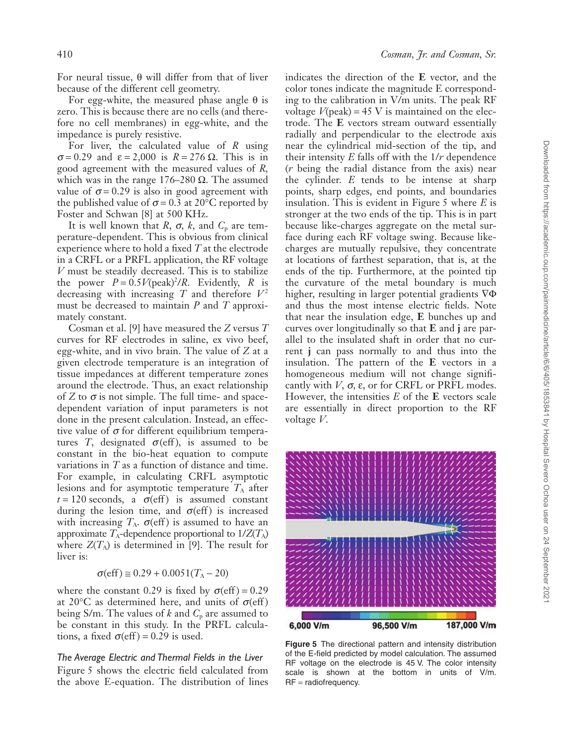For neural tissue, $\theta$ will differ from that of liver because of the different cell geometry.

For egg-white, the measured phase angle $\theta$ is zero. This is because there are no cells (and therefore no cell membranes) in egg-white, and the impedance is purely resistive.

For liver, the calculated value of $R$ using $\sigma = 0.29$ and $\varepsilon = 2{,}000$ is $R = 276\ \Omega$. This is in good agreement with the measured values of $R$, which was in the range 176–280 $\Omega$. The assumed value of $\sigma = 0.29$ is also in good agreement with the published value of $\sigma = 0.3$ at 20°C reported by Foster and Schwan [8] at 500 KHz.

It is well known that $R$, $\sigma$, $k$, and $C_p$ are temperature-dependent. This is obvious from clinical experience where to hold a fixed $T$ at the electrode in a CRFL or a PRFL application, the RF voltage $V$ must be steadily decreased. This is to stabilize the power $P = 0.5V(\text{peak})^2/R$. Evidently, $R$ is decreasing with increasing $T$ and therefore $V^2$ must be decreased to maintain $P$ and $T$ approximately constant.

Cosman et al. [9] have measured the $Z$ versus $T$ curves for RF electrodes in saline, ex vivo beef, egg-white, and in vivo brain. The value of $Z$ at a given electrode temperature is an integration of tissue impedances at different temperature zones around the electrode. Thus, an exact relationship of $Z$ to $\sigma$ is not simple. The full time- and space-dependent variation of input parameters is not done in the present calculation. Instead, an effective value of $\sigma$ for different equilibrium temperatures $T$, designated $\sigma(\text{eff})$, is assumed to be constant in the bio-heat equation to compute variations in $T$ as a function of distance and time. For example, in calculating CRFL asymptotic lesions and for asymptotic temperature $T_A$ after $t = 120$ seconds, a $\sigma(\text{eff})$ is assumed constant during the lesion time, and $\sigma(\text{eff})$ is increased with increasing $T_A$. $\sigma(\text{eff})$ is assumed to have an approximate $T_A$-dependence proportional to $1/Z(T_A)$ where $Z(T_A)$ is determined in [9]. The result for liver is:

$$\sigma(\text{eff}) \cong 0.29 + 0.0051(T_A - 20)$$

where the constant 0.29 is fixed by $\sigma(\text{eff}) = 0.29$ at 20°C as determined here, and units of $\sigma(\text{eff})$ being S/m. The values of $k$ and $C_p$ are assumed to be constant in this study. In the PRFL calculations, a fixed $\sigma(\text{eff}) = 0.29$ is used.

### *The Average Electric and Thermal Fields in the Liver*

Figure 5 shows the electric field calculated from the above E-equation. The distribution of lines indicates the direction of the **E** vector, and the color tones indicate the magnitude E corresponding to the calibration in V/m units. The peak RF voltage $V(\text{peak}) = 45$ V is maintained on the electrode. The **E** vectors stream outward essentially radially and perpendicular to the electrode axis near the cylindrical mid-section of the tip, and their intensity $E$ falls off with the $1/r$ dependence ($r$ being the radial distance from the axis) near the cylinder. $E$ tends to be intense at sharp points, sharp edges, end points, and boundaries insulation. This is evident in Figure 5 where $E$ is stronger at the two ends of the tip. This is in part because like-charges aggregate on the metal surface during each RF voltage swing. Because like-charges are mutually repulsive, they concentrate at locations of farthest separation, that is, at the ends of the tip. Furthermore, at the pointed tip the curvature of the metal boundary is much higher, resulting in larger potential gradients $\nabla\Phi$ and thus the most intense electric fields. Note that near the insulation edge, **E** bunches up and curves over longitudinally so that **E** and **j** are parallel to the insulated shaft in order that no current **j** can pass normally to and thus into the insulation. The pattern of the **E** vectors in a homogeneous medium will not change significantly with $V$, $\sigma$, $\varepsilon$, or for CRFL or PRFL modes. However, the intensities $E$ of the **E** vectors scale are essentially in direct proportion to the RF voltage $V$.

6,000 V/m　　96,500 V/m　　187,000 V/m

**Figure 5** The directional pattern and intensity distribution of the E-field predicted by model calculation. The assumed RF voltage on the electrode is 45 V. The color intensity scale is shown at the bottom in units of V/m. RF = radiofrequency.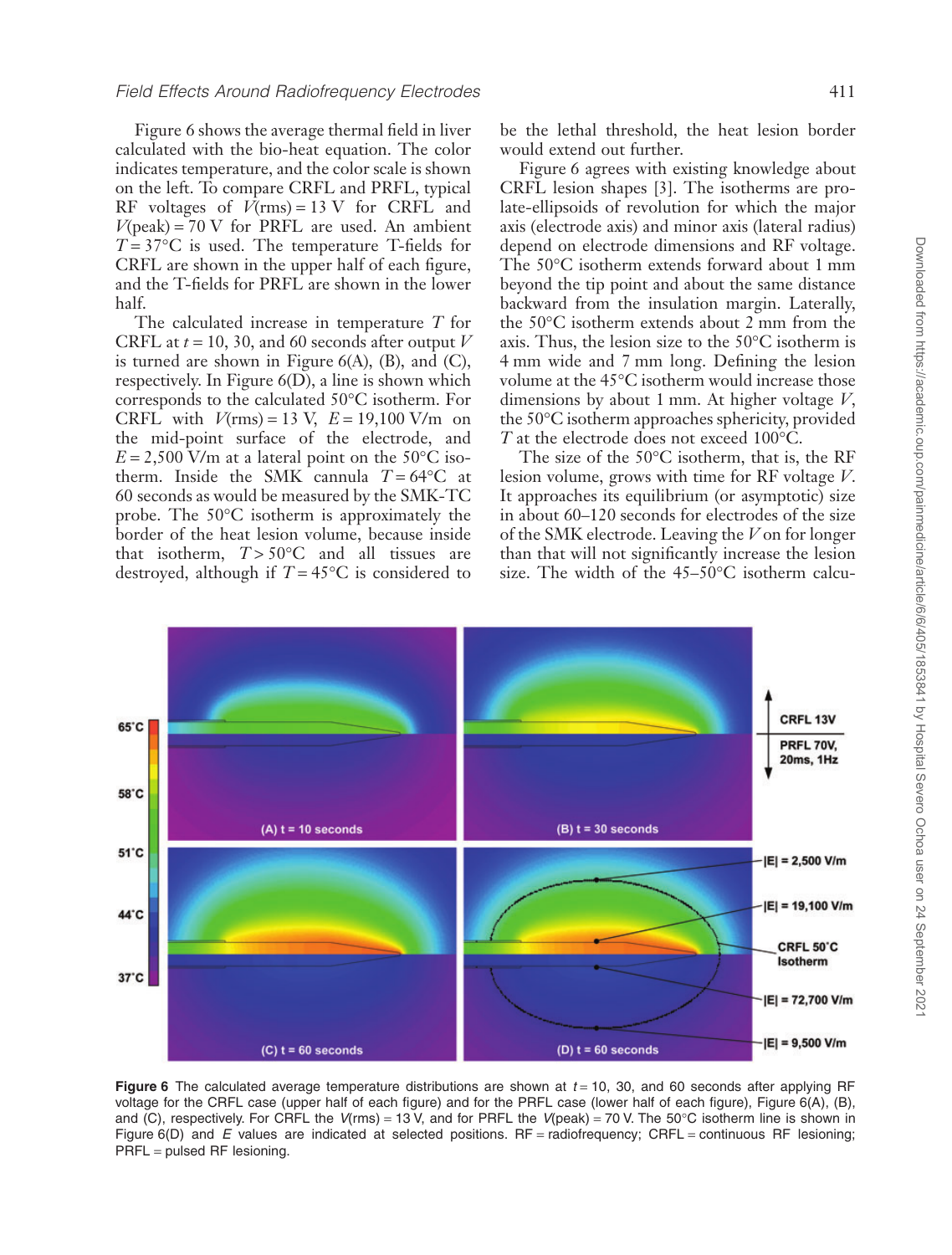Figure 6 shows the average thermal field in liver calculated with the bio-heat equation. The color indicates temperature, and the color scale is shown on the left. To compare CRFL and PRFL, typical RF voltages of $V$(rms) = 13 V for CRFL and $V$(peak) = 70 V for PRFL are used. An ambient $T$ = 37°C is used. The temperature T-fields for CRFL are shown in the upper half of each figure, and the T-fields for PRFL are shown in the lower half.

The calculated increase in temperature $T$ for CRFL at $t$ = 10, 30, and 60 seconds after output $V$ is turned are shown in Figure 6(A), (B), and (C), respectively. In Figure 6(D), a line is shown which corresponds to the calculated 50°C isotherm. For CRFL with $V$(rms) = 13 V, $E$ = 19,100 V/m on the mid-point surface of the electrode, and $E$ = 2,500 V/m at a lateral point on the 50°C isotherm. Inside the SMK cannula $T$ = 64°C at 60 seconds as would be measured by the SMK-TC probe. The 50°C isotherm is approximately the border of the heat lesion volume, because inside that isotherm, $T$ > 50°C and all tissues are destroyed, although if $T$ = 45°C is considered to be the lethal threshold, the heat lesion border would extend out further.

Figure 6 agrees with existing knowledge about CRFL lesion shapes [3]. The isotherms are prolate-ellipsoids of revolution for which the major axis (electrode axis) and minor axis (lateral radius) depend on electrode dimensions and RF voltage. The 50°C isotherm extends forward about 1 mm beyond the tip point and about the same distance backward from the insulation margin. Laterally, the 50°C isotherm extends about 2 mm from the axis. Thus, the lesion size to the 50°C isotherm is 4 mm wide and 7 mm long. Defining the lesion volume at the 45°C isotherm would increase those dimensions by about 1 mm. At higher voltage $V$, the 50°C isotherm approaches sphericity, provided $T$ at the electrode does not exceed 100°C.

The size of the 50°C isotherm, that is, the RF lesion volume, grows with time for RF voltage $V$. It approaches its equilibrium (or asymptotic) size in about 60–120 seconds for electrodes of the size of the SMK electrode. Leaving the $V$ on for longer than that will not significantly increase the lesion size. The width of the 45–50°C isotherm calcu-

**Figure 6** The calculated average temperature distributions are shown at $t$ = 10, 30, and 60 seconds after applying RF voltage for the CRFL case (upper half of each figure) and for the PRFL case (lower half of each figure), Figure 6(A), (B), and (C), respectively. For CRFL the $V$(rms) = 13 V, and for PRFL the $V$(peak) = 70 V. The 50°C isotherm line is shown in Figure 6(D) and $E$ values are indicated at selected positions. RF = radiofrequency; CRFL = continuous RF lesioning; PRFL = pulsed RF lesioning.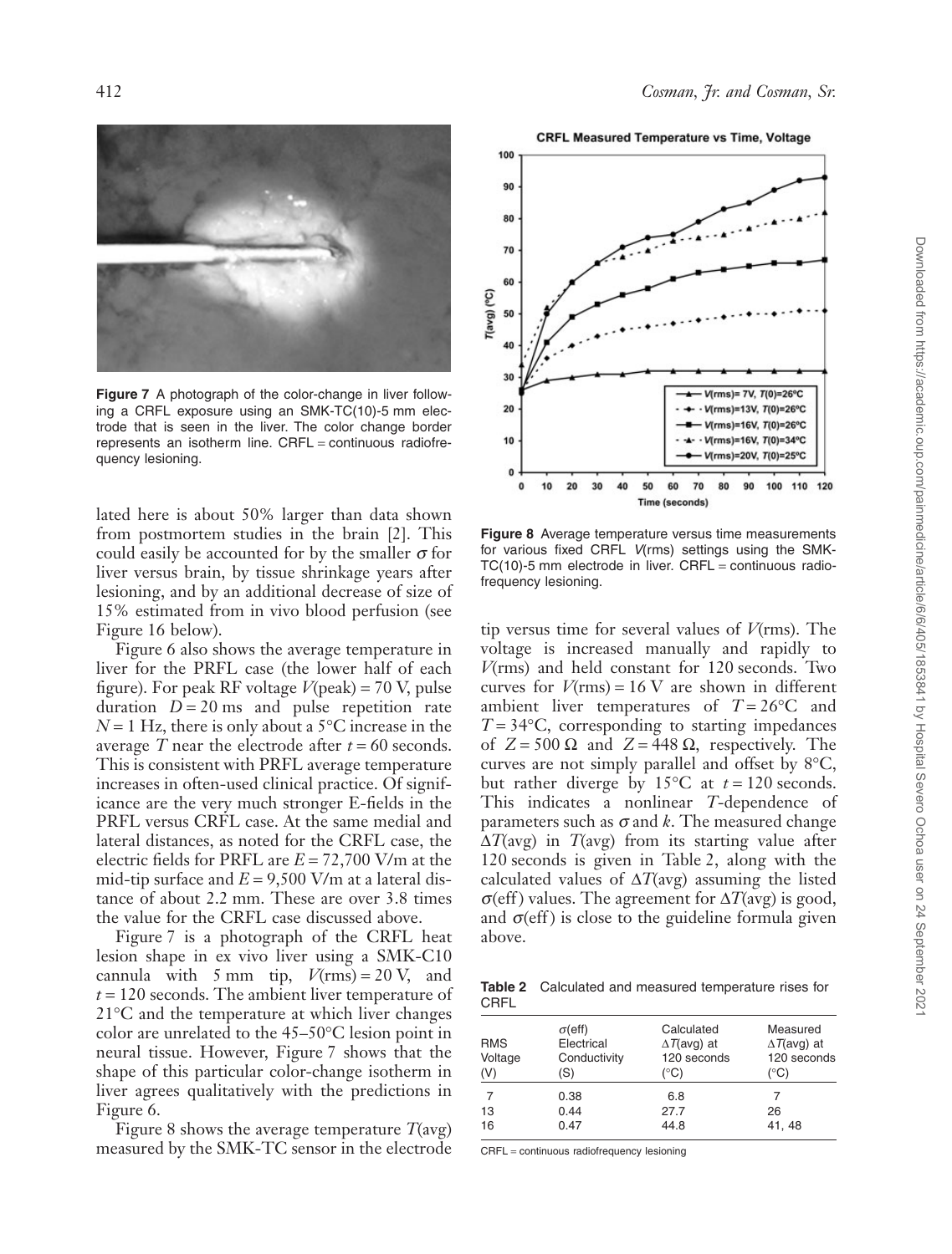**Figure 7** A photograph of the color-change in liver following a CRFL exposure using an SMK-TC(10)-5 mm electrode that is seen in the liver. The color change border represents an isotherm line. CRFL = continuous radiofrequency lesioning.

lated here is about 50% larger than data shown from postmortem studies in the brain [2]. This could easily be accounted for by the smaller $\sigma$ for liver versus brain, by tissue shrinkage years after lesioning, and by an additional decrease of size of 15% estimated from in vivo blood perfusion (see Figure 16 below).

Figure 6 also shows the average temperature in liver for the PRFL case (the lower half of each figure). For peak RF voltage $V$(peak) = 70 V, pulse duration $D = 20$ ms and pulse repetition rate $N = 1$ Hz, there is only about a 5°C increase in the average $T$ near the electrode after $t = 60$ seconds. This is consistent with PRFL average temperature increases in often-used clinical practice. Of significance are the very much stronger E-fields in the PRFL versus CRFL case. At the same medial and lateral distances, as noted for the CRFL case, the electric fields for PRFL are $E = 72{,}700$ V/m at the mid-tip surface and $E = 9{,}500$ V/m at a lateral distance of about 2.2 mm. These are over 3.8 times the value for the CRFL case discussed above.

Figure 7 is a photograph of the CRFL heat lesion shape in ex vivo liver using a SMK-C10 cannula with 5 mm tip, $V$(rms) = 20 V, and $t = 120$ seconds. The ambient liver temperature of 21°C and the temperature at which liver changes color are unrelated to the 45–50°C lesion point in neural tissue. However, Figure 7 shows that the shape of this particular color-change isotherm in liver agrees qualitatively with the predictions in Figure 6.

Figure 8 shows the average temperature $T$(avg) measured by the SMK-TC sensor in the electrode tip versus time for several values of $V$(rms). The voltage is increased manually and rapidly to $V$(rms) and held constant for 120 seconds. Two curves for $V$(rms) = 16 V are shown in different ambient liver temperatures of $T = 26$°C and $T = 34$°C, corresponding to starting impedances of $Z = 500\ \Omega$ and $Z = 448\ \Omega$, respectively. The curves are not simply parallel and offset by 8°C, but rather diverge by 15°C at $t = 120$ seconds. This indicates a nonlinear $T$-dependence of parameters such as $\sigma$ and $k$. The measured change $\Delta T$(avg) in $T$(avg) from its starting value after 120 seconds is given in Table 2, along with the calculated values of $\Delta T$(avg) assuming the listed $\sigma$(eff) values. The agreement for $\Delta T$(avg) is good, and $\sigma$(eff) is close to the guideline formula given above.

**Figure 8** Average temperature versus time measurements for various fixed CRFL $V$(rms) settings using the SMK-TC(10)-5 mm electrode in liver. CRFL = continuous radiofrequency lesioning.

**Table 2** Calculated and measured temperature rises for CRFL

| RMS Voltage (V) | $\sigma$(eff) Electrical Conductivity (S) | Calculated $\Delta T$(avg) at 120 seconds (°C) | Measured $\Delta T$(avg) at 120 seconds (°C) |
|---|---|---|---|
| 7 | 0.38 | 6.8 | 7 |
| 13 | 0.44 | 27.7 | 26 |
| 16 | 0.47 | 44.8 | 41, 48 |

CRFL = continuous radiofrequency lesioning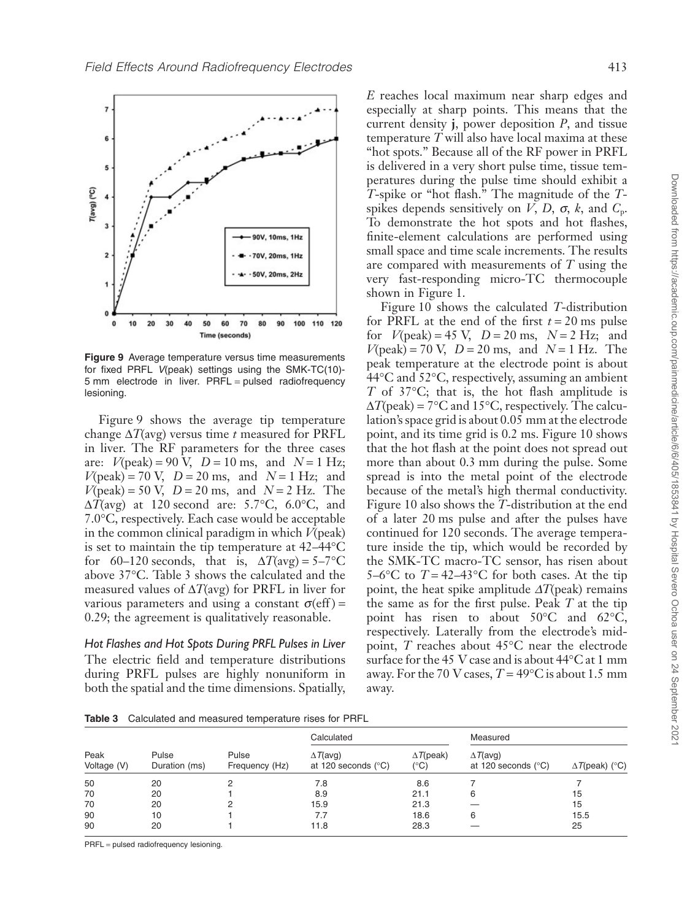**Figure 9** Average temperature versus time measurements for fixed PRFL $V$(peak) settings using the SMK-TC(10)-5 mm electrode in liver. PRFL = pulsed radiofrequency lesioning.

Figure 9 shows the average tip temperature change $\Delta T$(avg) versus time $t$ measured for PRFL in liver. The RF parameters for the three cases are: $V$(peak) = 90 V, $D$ = 10 ms, and $N$ = 1 Hz; $V$(peak) = 70 V, $D$ = 20 ms, and $N$ = 1 Hz; and $V$(peak) = 50 V, $D$ = 20 ms, and $N$ = 2 Hz. The $\Delta T$(avg) at 120 second are: 5.7°C, 6.0°C, and 7.0°C, respectively. Each case would be acceptable in the common clinical paradigm in which $V$(peak) is set to maintain the tip temperature at 42–44°C for 60–120 seconds, that is, $\Delta T$(avg) = 5–7°C above 37°C. Table 3 shows the calculated and the measured values of $\Delta T$(avg) for PRFL in liver for various parameters and using a constant $\sigma$(eff) = 0.29; the agreement is qualitatively reasonable.

### Hot Flashes and Hot Spots During PRFL Pulses in Liver

The electric field and temperature distributions during PRFL pulses are highly nonuniform in both the spatial and the time dimensions. Spatially, $E$ reaches local maximum near sharp edges and especially at sharp points. This means that the current density **j**, power deposition $P$, and tissue temperature $T$ will also have local maxima at these "hot spots." Because all of the RF power in PRFL is delivered in a very short pulse time, tissue temperatures during the pulse time should exhibit a $T$-spike or "hot flash." The magnitude of the $T$-spikes depends sensitively on $V$, $D$, $\sigma$, $k$, and $C_p$. To demonstrate the hot spots and hot flashes, finite-element calculations are performed using small space and time scale increments. The results are compared with measurements of $T$ using the very fast-responding micro-TC thermocouple shown in Figure 1.

Figure 10 shows the calculated $T$-distribution for PRFL at the end of the first $t$ = 20 ms pulse for $V$(peak) = 45 V, $D$ = 20 ms, $N$ = 2 Hz; and $V$(peak) = 70 V, $D$ = 20 ms, and $N$ = 1 Hz. The peak temperature at the electrode point is about 44°C and 52°C, respectively, assuming an ambient $T$ of 37°C; that is, the hot flash amplitude is $\Delta T$(peak) = 7°C and 15°C, respectively. The calculation's space grid is about 0.05 mm at the electrode point, and its time grid is 0.2 ms. Figure 10 shows that the hot flash at the point does not spread out more than about 0.3 mm during the pulse. Some spread is into the metal point of the electrode because of the metal's high thermal conductivity. Figure 10 also shows the $T$-distribution at the end of a later 20 ms pulse and after the pulses have continued for 120 seconds. The average temperature inside the tip, which would be recorded by the SMK-TC macro-TC sensor, has risen about 5–6°C to $T$ = 42–43°C for both cases. At the tip point, the heat spike amplitude $\Delta T$(peak) remains the same as for the first pulse. Peak $T$ at the tip point has risen to about 50°C and 62°C, respectively. Laterally from the electrode's midpoint, $T$ reaches about 45°C near the electrode surface for the 45 V case and is about 44°C at 1 mm away. For the 70 V cases, $T$ = 49°C is about 1.5 mm away.

**Table 3** Calculated and measured temperature rises for PRFL

| Peak Voltage (V) | Pulse Duration (ms) | Pulse Frequency (Hz) | Calculated | | Measured | |
|---|---|---|---|---|---|---|
| | | | $\Delta T$(avg) at 120 seconds (°C) | $\Delta T$(peak) (°C) | $\Delta T$(avg) at 120 seconds (°C) | $\Delta T$(peak) (°C) |
| 50 | 20 | 2 | 7.8 | 8.6 | 7 | 7 |
| 70 | 20 | 1 | 8.9 | 21.1 | 6 | 15 |
| 70 | 20 | 2 | 15.9 | 21.3 | — | 15 |
| 90 | 10 | 1 | 7.7 | 18.6 | 6 | 15.5 |
| 90 | 20 | 1 | 11.8 | 28.3 | — | 25 |

PRFL = pulsed radiofrequency lesioning.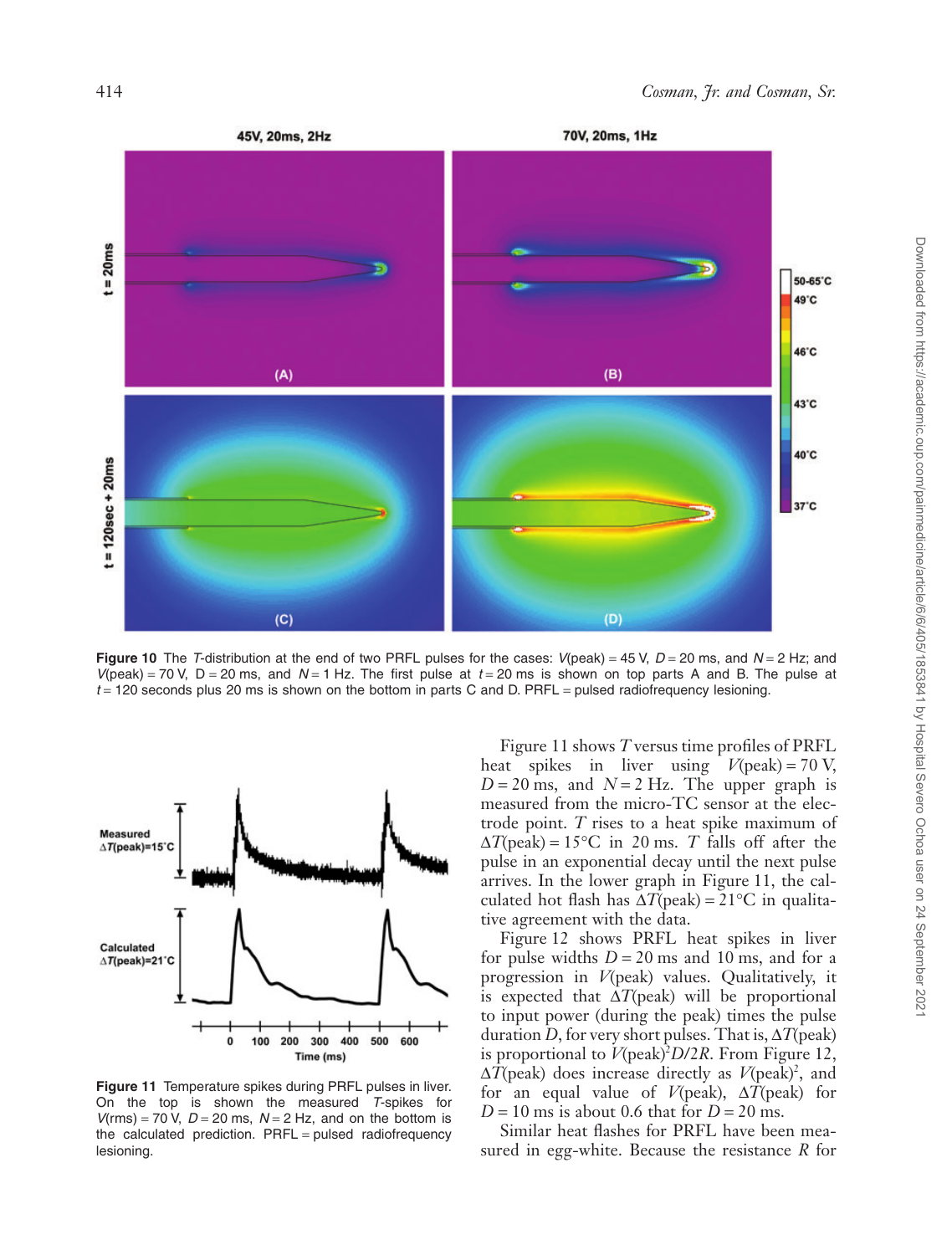Figure 10 The $T$-distribution at the end of two PRFL pulses for the cases: $V$(peak) = 45 V, $D$ = 20 ms, and $N$ = 2 Hz; and $V$(peak) = 70 V, D = 20 ms, and $N$ = 1 Hz. The first pulse at $t$ = 20 ms is shown on top parts A and B. The pulse at $t$ = 120 seconds plus 20 ms is shown on the bottom in parts C and D. PRFL = pulsed radiofrequency lesioning.

Figure 11 Temperature spikes during PRFL pulses in liver. On the top is shown the measured $T$-spikes for $V$(rms) = 70 V, $D$ = 20 ms, $N$ = 2 Hz, and on the bottom is the calculated prediction. PRFL = pulsed radiofrequency lesioning.

Figure 11 shows $T$ versus time profiles of PRFL heat spikes in liver using $V$(peak) = 70 V, $D$ = 20 ms, and $N$ = 2 Hz. The upper graph is measured from the micro-TC sensor at the electrode point. $T$ rises to a heat spike maximum of $\Delta T$(peak) = 15°C in 20 ms. $T$ falls off after the pulse in an exponential decay until the next pulse arrives. In the lower graph in Figure 11, the calculated hot flash has $\Delta T$(peak) = 21°C in qualitative agreement with the data.

Figure 12 shows PRFL heat spikes in liver for pulse widths $D$ = 20 ms and 10 ms, and for a progression in $V$(peak) values. Qualitatively, it is expected that $\Delta T$(peak) will be proportional to input power (during the peak) times the pulse duration $D$, for very short pulses. That is, $\Delta T$(peak) is proportional to $V(\text{peak})^2 D/2R$. From Figure 12, $\Delta T$(peak) does increase directly as $V(\text{peak})^2$, and for an equal value of $V$(peak), $\Delta T$(peak) for $D$ = 10 ms is about 0.6 that for $D$ = 20 ms.

Similar heat flashes for PRFL have been measured in egg-white. Because the resistance $R$ for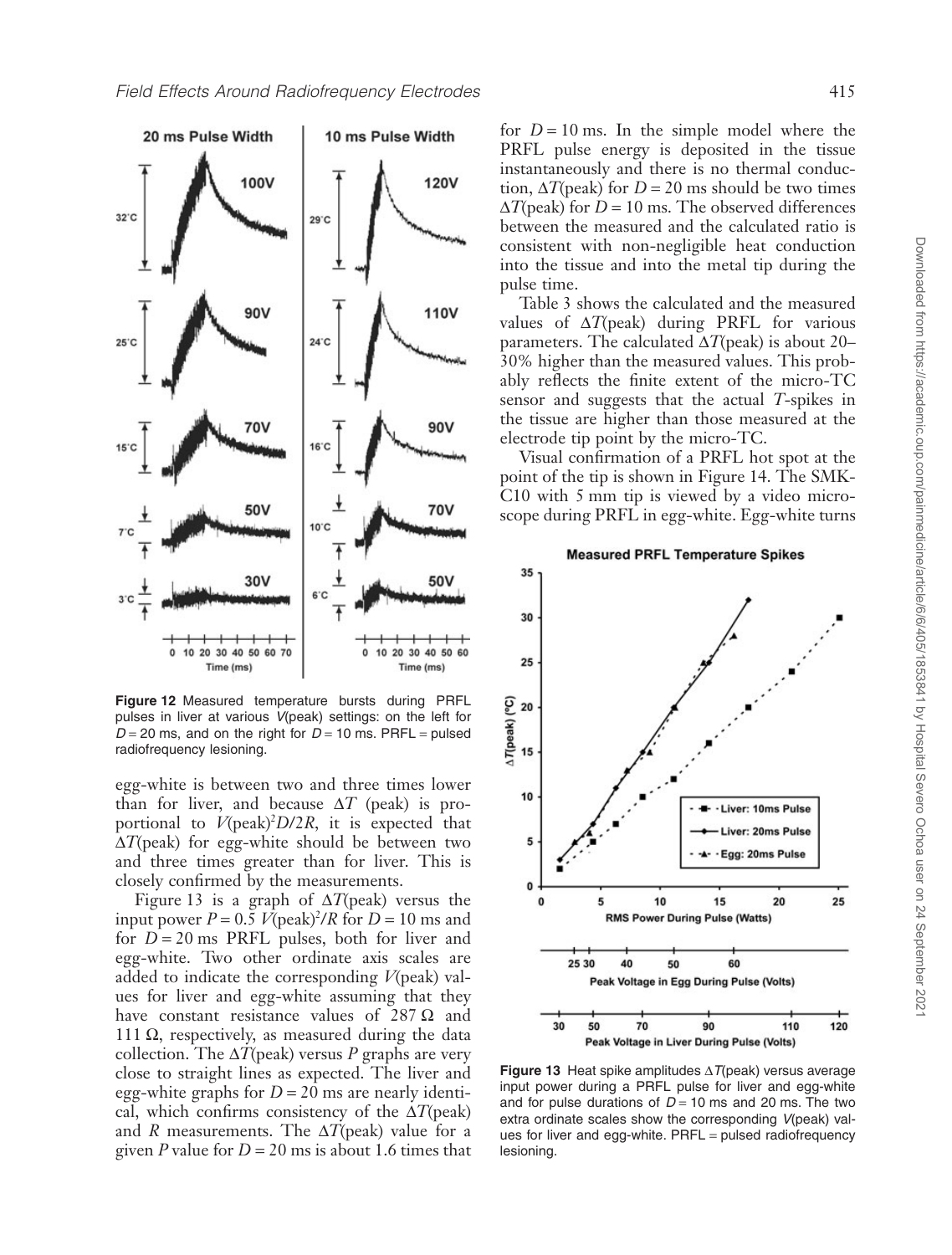Figure 12 Measured temperature bursts during PRFL pulses in liver at various $V$(peak) settings: on the left for $D = 20$ ms, and on the right for $D = 10$ ms. PRFL = pulsed radiofrequency lesioning.

egg-white is between two and three times lower than for liver, and because $\Delta T$ (peak) is proportional to $V(\text{peak})^2 D/2R$, it is expected that $\Delta T$(peak) for egg-white should be between two and three times greater than for liver. This is closely confirmed by the measurements.

Figure 13 is a graph of $\Delta T$(peak) versus the input power $P = 0.5\ V(\text{peak})^2/R$ for $D = 10$ ms and for $D = 20$ ms PRFL pulses, both for liver and egg-white. Two other ordinate axis scales are added to indicate the corresponding $V$(peak) values for liver and egg-white assuming that they have constant resistance values of 287 Ω and 111 Ω, respectively, as measured during the data collection. The $\Delta T$(peak) versus $P$ graphs are very close to straight lines as expected. The liver and egg-white graphs for $D = 20$ ms are nearly identical, which confirms consistency of the $\Delta T$(peak) and $R$ measurements. The $\Delta T$(peak) value for a given $P$ value for $D = 20$ ms is about 1.6 times that for $D = 10$ ms. In the simple model where the PRFL pulse energy is deposited in the tissue instantaneously and there is no thermal conduction, $\Delta T$(peak) for $D = 20$ ms should be two times $\Delta T$(peak) for $D = 10$ ms. The observed differences between the measured and the calculated ratio is consistent with non-negligible heat conduction into the tissue and into the metal tip during the pulse time.

Table 3 shows the calculated and the measured values of $\Delta T$(peak) during PRFL for various parameters. The calculated $\Delta T$(peak) is about 20–30% higher than the measured values. This probably reflects the finite extent of the micro-TC sensor and suggests that the actual $T$-spikes in the tissue are higher than those measured at the electrode tip point by the micro-TC.

Visual confirmation of a PRFL hot spot at the point of the tip is shown in Figure 14. The SMK-C10 with 5 mm tip is viewed by a video microscope during PRFL in egg-white. Egg-white turns

Figure 13 Heat spike amplitudes $\Delta T$(peak) versus average input power during a PRFL pulse for liver and egg-white and for pulse durations of $D = 10$ ms and 20 ms. The two extra ordinate scales show the corresponding $V$(peak) values for liver and egg-white. PRFL = pulsed radiofrequency lesioning.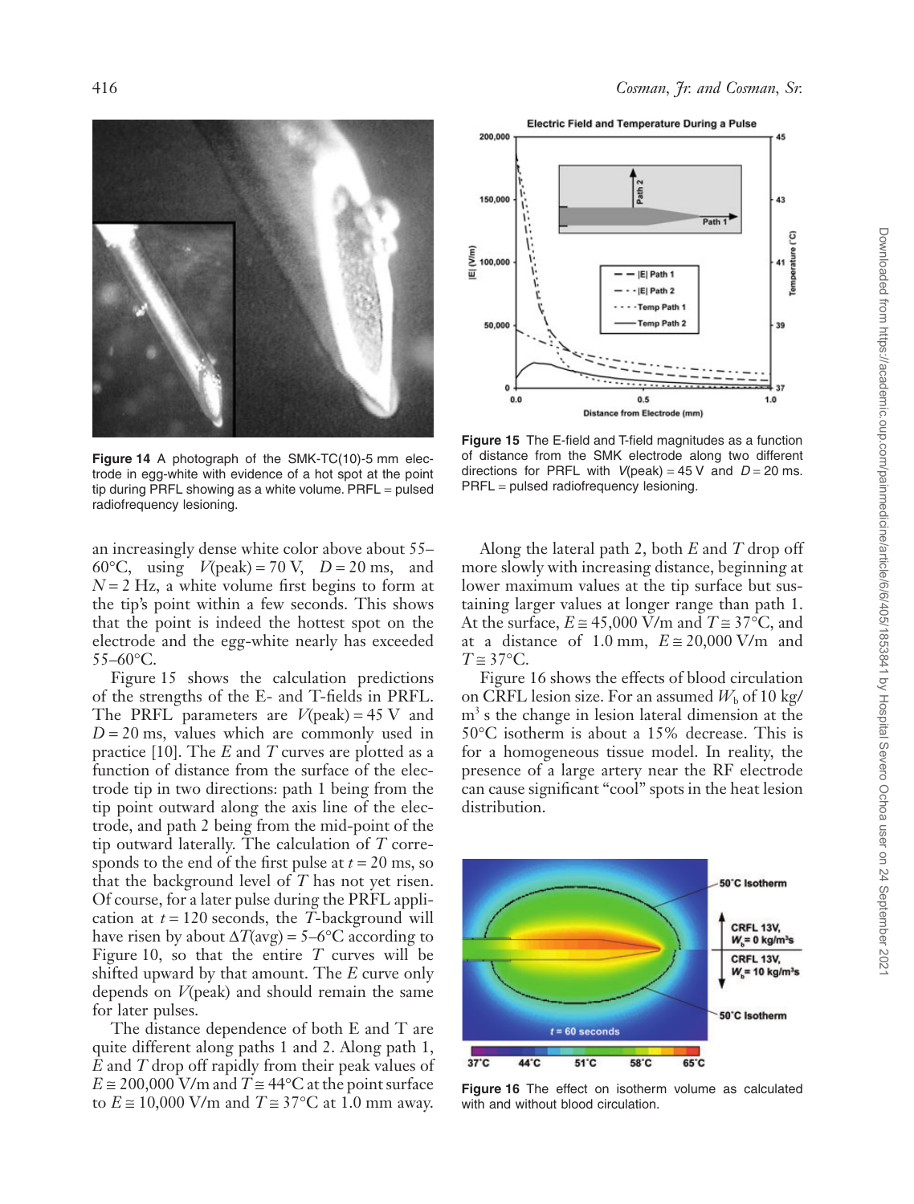Figure 14 A photograph of the SMK-TC(10)-5 mm electrode in egg-white with evidence of a hot spot at the point tip during PRFL showing as a white volume. PRFL = pulsed radiofrequency lesioning.

an increasingly dense white color above about 55–60°C, using $V$(peak) = 70 V, $D$ = 20 ms, and $N$ = 2 Hz, a white volume first begins to form at the tip's point within a few seconds. This shows that the point is indeed the hottest spot on the electrode and the egg-white nearly has exceeded 55–60°C.

Figure 15 shows the calculation predictions of the strengths of the E- and T-fields in PRFL. The PRFL parameters are $V$(peak) = 45 V and $D$ = 20 ms, values which are commonly used in practice [10]. The $E$ and $T$ curves are plotted as a function of distance from the surface of the electrode tip in two directions: path 1 being from the tip point outward along the axis line of the electrode, and path 2 being from the mid-point of the tip outward laterally. The calculation of $T$ corresponds to the end of the first pulse at $t$ = 20 ms, so that the background level of $T$ has not yet risen. Of course, for a later pulse during the PRFL application at $t$ = 120 seconds, the $T$-background will have risen by about $\Delta T$(avg) = 5–6°C according to Figure 10, so that the entire $T$ curves will be shifted upward by that amount. The $E$ curve only depends on $V$(peak) and should remain the same for later pulses.

The distance dependence of both E and T are quite different along paths 1 and 2. Along path 1, $E$ and $T$ drop off rapidly from their peak values of $E \cong$ 200,000 V/m and $T \cong$ 44°C at the point surface to $E \cong$ 10,000 V/m and $T \cong$ 37°C at 1.0 mm away.

Figure 15 The E-field and T-field magnitudes as a function of distance from the SMK electrode along two different directions for PRFL with $V$(peak) = 45 V and $D$ = 20 ms. PRFL = pulsed radiofrequency lesioning.

Along the lateral path 2, both $E$ and $T$ drop off more slowly with increasing distance, beginning at lower maximum values at the tip surface but sustaining larger values at longer range than path 1. At the surface, $E \cong$ 45,000 V/m and $T \cong$ 37°C, and at a distance of 1.0 mm, $E \cong$ 20,000 V/m and $T \cong$ 37°C.

Figure 16 shows the effects of blood circulation on CRFL lesion size. For an assumed $W_b$ of 10 kg/m$^3$ s the change in lesion lateral dimension at the 50°C isotherm is about a 15% decrease. This is for a homogeneous tissue model. In reality, the presence of a large artery near the RF electrode can cause significant "cool" spots in the heat lesion distribution.

Figure 16 The effect on isotherm volume as calculated with and without blood circulation.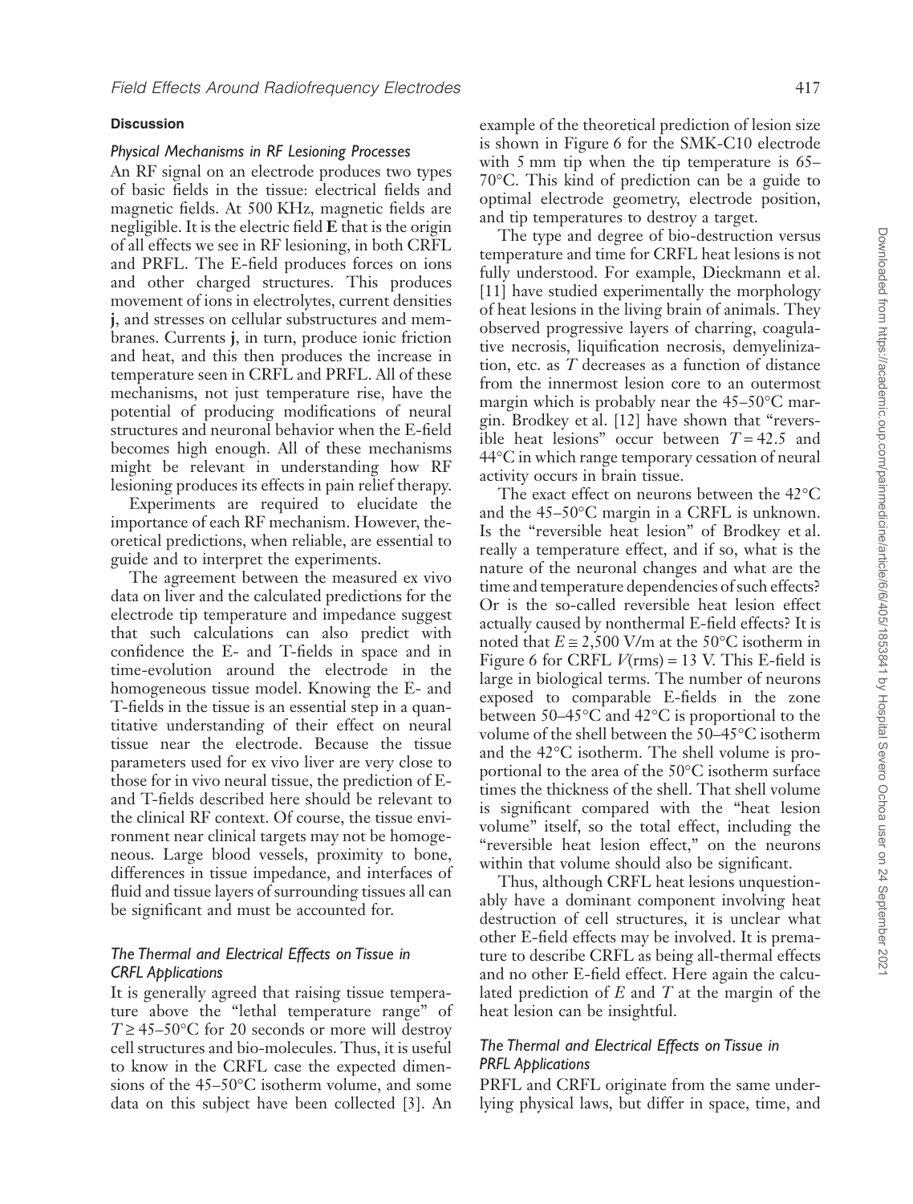## Discussion

### *Physical Mechanisms in RF Lesioning Processes*

An RF signal on an electrode produces two types of basic fields in the tissue: electrical fields and magnetic fields. At 500 KHz, magnetic fields are negligible. It is the electric field **E** that is the origin of all effects we see in RF lesioning, in both CRFL and PRFL. The E-field produces forces on ions and other charged structures. This produces movement of ions in electrolytes, current densities **j**, and stresses on cellular substructures and membranes. Currents **j**, in turn, produce ionic friction and heat, and this then produces the increase in temperature seen in CRFL and PRFL. All of these mechanisms, not just temperature rise, have the potential of producing modifications of neural structures and neuronal behavior when the E-field becomes high enough. All of these mechanisms might be relevant in understanding how RF lesioning produces its effects in pain relief therapy.

Experiments are required to elucidate the importance of each RF mechanism. However, theoretical predictions, when reliable, are essential to guide and to interpret the experiments.

The agreement between the measured ex vivo data on liver and the calculated predictions for the electrode tip temperature and impedance suggest that such calculations can also predict with confidence the E- and T-fields in space and in time-evolution around the electrode in the homogeneous tissue model. Knowing the E- and T-fields in the tissue is an essential step in a quantitative understanding of their effect on neural tissue near the electrode. Because the tissue parameters used for ex vivo liver are very close to those for in vivo neural tissue, the prediction of E- and T-fields described here should be relevant to the clinical RF context. Of course, the tissue environment near clinical targets may not be homogeneous. Large blood vessels, proximity to bone, differences in tissue impedance, and interfaces of fluid and tissue layers of surrounding tissues all can be significant and must be accounted for.

### *The Thermal and Electrical Effects on Tissue in CRFL Applications*

It is generally agreed that raising tissue temperature above the "lethal temperature range" of $T \geq 45$–$50°C$ for 20 seconds or more will destroy cell structures and bio-molecules. Thus, it is useful to know in the CRFL case the expected dimensions of the 45–50°C isotherm volume, and some data on this subject have been collected [3]. An example of the theoretical prediction of lesion size is shown in Figure 6 for the SMK-C10 electrode with 5 mm tip when the tip temperature is 65–70°C. This kind of prediction can be a guide to optimal electrode geometry, electrode position, and tip temperatures to destroy a target.

The type and degree of bio-destruction versus temperature and time for CRFL heat lesions is not fully understood. For example, Dieckmann et al. [11] have studied experimentally the morphology of heat lesions in the living brain of animals. They observed progressive layers of charring, coagulative necrosis, liquification necrosis, demyelinization, etc. as $T$ decreases as a function of distance from the innermost lesion core to an outermost margin which is probably near the 45–50°C margin. Brodkey et al. [12] have shown that "reversible heat lesions" occur between $T = 42.5$ and 44°C in which range temporary cessation of neural activity occurs in brain tissue.

The exact effect on neurons between the 42°C and the 45–50°C margin in a CRFL is unknown. Is the "reversible heat lesion" of Brodkey et al. really a temperature effect, and if so, what is the nature of the neuronal changes and what are the time and temperature dependencies of such effects? Or is the so-called reversible heat lesion effect actually caused by nonthermal E-field effects? It is noted that $E \cong 2{,}500$ V/m at the 50°C isotherm in Figure 6 for CRFL $V(\text{rms}) = 13$ V. This E-field is large in biological terms. The number of neurons exposed to comparable E-fields in the zone between 50–45°C and 42°C is proportional to the volume of the shell between the 50–45°C isotherm and the 42°C isotherm. The shell volume is proportional to the area of the 50°C isotherm surface times the thickness of the shell. That shell volume is significant compared with the "heat lesion volume" itself, so the total effect, including the "reversible heat lesion effect," on the neurons within that volume should also be significant.

Thus, although CRFL heat lesions unquestionably have a dominant component involving heat destruction of cell structures, it is unclear what other E-field effects may be involved. It is premature to describe CRFL as being all-thermal effects and no other E-field effect. Here again the calculated prediction of $E$ and $T$ at the margin of the heat lesion can be insightful.

### *The Thermal and Electrical Effects on Tissue in PRFL Applications*

PRFL and CRFL originate from the same underlying physical laws, but differ in space, time, and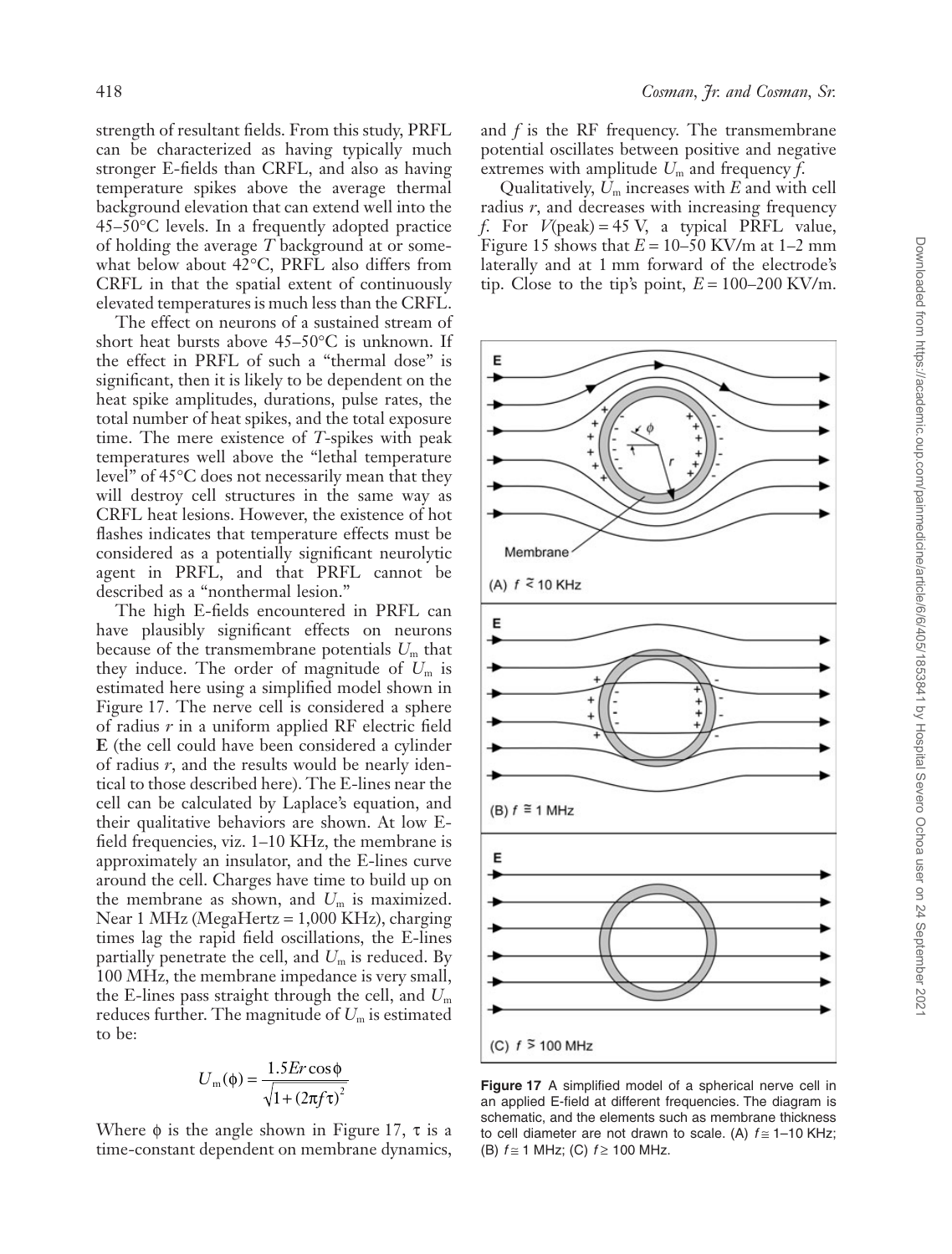strength of resultant fields. From this study, PRFL can be characterized as having typically much stronger E-fields than CRFL, and also as having temperature spikes above the average thermal background elevation that can extend well into the 45–50°C levels. In a frequently adopted practice of holding the average $T$ background at or somewhat below about 42°C, PRFL also differs from CRFL in that the spatial extent of continuously elevated temperatures is much less than the CRFL.

The effect on neurons of a sustained stream of short heat bursts above 45–50°C is unknown. If the effect in PRFL of such a "thermal dose" is significant, then it is likely to be dependent on the heat spike amplitudes, durations, pulse rates, the total number of heat spikes, and the total exposure time. The mere existence of $T$-spikes with peak temperatures well above the "lethal temperature level" of 45°C does not necessarily mean that they will destroy cell structures in the same way as CRFL heat lesions. However, the existence of hot flashes indicates that temperature effects must be considered as a potentially significant neurolytic agent in PRFL, and that PRFL cannot be described as a "nonthermal lesion."

The high E-fields encountered in PRFL can have plausibly significant effects on neurons because of the transmembrane potentials $U_m$ that they induce. The order of magnitude of $U_m$ is estimated here using a simplified model shown in Figure 17. The nerve cell is considered a sphere of radius $r$ in a uniform applied RF electric field **E** (the cell could have been considered a cylinder of radius $r$, and the results would be nearly identical to those described here). The E-lines near the cell can be calculated by Laplace's equation, and their qualitative behaviors are shown. At low E-field frequencies, viz. 1–10 KHz, the membrane is approximately an insulator, and the E-lines curve around the cell. Charges have time to build up on the membrane as shown, and $U_m$ is maximized. Near 1 MHz (MegaHertz = 1,000 KHz), charging times lag the rapid field oscillations, the E-lines partially penetrate the cell, and $U_m$ is reduced. By 100 MHz, the membrane impedance is very small, the E-lines pass straight through the cell, and $U_m$ reduces further. The magnitude of $U_m$ is estimated to be:

$$U_m(\phi) = \frac{1.5Er\cos\phi}{\sqrt{1+(2\pi f\tau)^2}}$$

Where $\phi$ is the angle shown in Figure 17, $\tau$ is a time-constant dependent on membrane dynamics, and $f$ is the RF frequency. The transmembrane potential oscillates between positive and negative extremes with amplitude $U_m$ and frequency $f$.

Qualitatively, $U_m$ increases with $E$ and with cell radius $r$, and decreases with increasing frequency $f$. For $V$(peak) = 45 V, a typical PRFL value, Figure 15 shows that $E$ = 10–50 KV/m at 1–2 mm laterally and at 1 mm forward of the electrode's tip. Close to the tip's point, $E$ = 100–200 KV/m.

**Figure 17** A simplified model of a spherical nerve cell in an applied E-field at different frequencies. The diagram is schematic, and the elements such as membrane thickness to cell diameter are not drawn to scale. (A) $f \cong$ 1–10 KHz; (B) $f \cong$ 1 MHz; (C) $f \geq$ 100 MHz.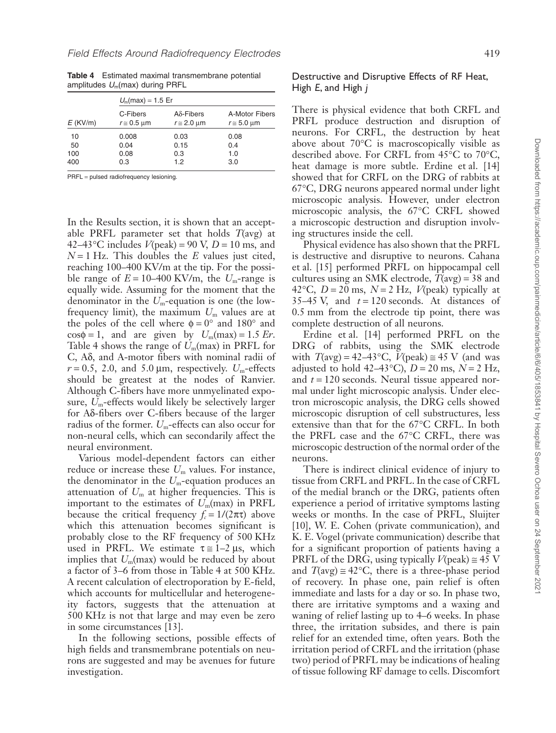**Table 4** Estimated maximal transmembrane potential amplitudes $U_m$(max) during PRFL

| | $U_m(\max) = 1.5\ Er$ | | |
|---|---|---|---|
| $E$ (KV/m) | C-Fibers $r \cong 0.5\ \mu m$ | Aδ-Fibers $r \cong 2.0\ \mu m$ | A-Motor Fibers $r \cong 5.0\ \mu m$ |
| 10 | 0.008 | 0.03 | 0.08 |
| 50 | 0.04 | 0.15 | 0.4 |
| 100 | 0.08 | 0.3 | 1.0 |
| 400 | 0.3 | 1.2 | 3.0 |

PRFL = pulsed radiofrequency lesioning.

In the Results section, it is shown that an acceptable PRFL parameter set that holds $T$(avg) at 42–43°C includes $V$(peak) = 90 V, $D$ = 10 ms, and $N$ = 1 Hz. This doubles the $E$ values just cited, reaching 100–400 KV/m at the tip. For the possible range of $E$ = 10–400 KV/m, the $U_m$-range is equally wide. Assuming for the moment that the denominator in the $U_m$-equation is one (the low-frequency limit), the maximum $U_m$ values are at the poles of the cell where $\phi = 0°$ and 180° and $\cos\phi = 1$, and are given by $U_m(\max) = 1.5\ Er$. Table 4 shows the range of $U_m$(max) in PRFL for C, Aδ, and A-motor fibers with nominal radii of $r$ = 0.5, 2.0, and 5.0 μm, respectively. $U_m$-effects should be greatest at the nodes of Ranvier. Although C-fibers have more unmyelinated exposure, $U_m$-effects would likely be selectively larger for Aδ-fibers over C-fibers because of the larger radius of the former. $U_m$-effects can also occur for non-neural cells, which can secondarily affect the neural environment.

Various model-dependent factors can either reduce or increase these $U_m$ values. For instance, the denominator in the $U_m$-equation produces an attenuation of $U_m$ at higher frequencies. This is important to the estimates of $U_m$(max) in PRFL because the critical frequency $f_c = 1/(2\pi\tau)$ above which this attenuation becomes significant is probably close to the RF frequency of 500 KHz used in PRFL. We estimate $\tau \cong 1$–2 μs, which implies that $U_m$(max) would be reduced by about a factor of 3–6 from those in Table 4 at 500 KHz. A recent calculation of electroporation by E-field, which accounts for multicellular and heterogeneity factors, suggests that the attenuation at 500 KHz is not that large and may even be zero in some circumstances [13].

In the following sections, possible effects of high fields and transmembrane potentials on neurons are suggested and may be avenues for future investigation.

### Destructive and Disruptive Effects of RF Heat, High *E*, and High *j*

There is physical evidence that both CRFL and PRFL produce destruction and disruption of neurons. For CRFL, the destruction by heat above about 70°C is macroscopically visible as described above. For CRFL from 45°C to 70°C, heat damage is more subtle. Erdine et al. [14] showed that for CRFL on the DRG of rabbits at 67°C, DRG neurons appeared normal under light microscopic analysis. However, under electron microscopic analysis, the 67°C CRFL showed a microscopic destruction and disruption involving structures inside the cell.

Physical evidence has also shown that the PRFL is destructive and disruptive to neurons. Cahana et al. [15] performed PRFL on hippocampal cell cultures using an SMK electrode, $T$(avg) = 38 and 42°C, $D$ = 20 ms, $N$ = 2 Hz, $V$(peak) typically at 35–45 V, and $t$ = 120 seconds. At distances of 0.5 mm from the electrode tip point, there was complete destruction of all neurons.

Erdine et al. [14] performed PRFL on the DRG of rabbits, using the SMK electrode with $T$(avg) = 42–43°C, $V$(peak) ≅ 45 V (and was adjusted to hold 42–43°C), $D$ = 20 ms, $N$ = 2 Hz, and $t$ = 120 seconds. Neural tissue appeared normal under light microscopic analysis. Under electron microscopic analysis, the DRG cells showed microscopic disruption of cell substructures, less extensive than that for the 67°C CRFL. In both the PRFL case and the 67°C CRFL, there was microscopic destruction of the normal order of the neurons.

There is indirect clinical evidence of injury to tissue from CRFL and PRFL. In the case of CRFL of the medial branch or the DRG, patients often experience a period of irritative symptoms lasting weeks or months. In the case of PRFL, Sluijter [10], W. E. Cohen (private communication), and K. E. Vogel (private communication) describe that for a significant proportion of patients having a PRFL of the DRG, using typically $V$(peak) ≅ 45 V and $T$(avg) ≅ 42°C, there is a three-phase period of recovery. In phase one, pain relief is often immediate and lasts for a day or so. In phase two, there are irritative symptoms and a waxing and waning of relief lasting up to 4–6 weeks. In phase three, the irritation subsides, and there is pain relief for an extended time, often years. Both the irritation period of CRFL and the irritation (phase two) period of PRFL may be indications of healing of tissue following RF damage to cells. Discomfort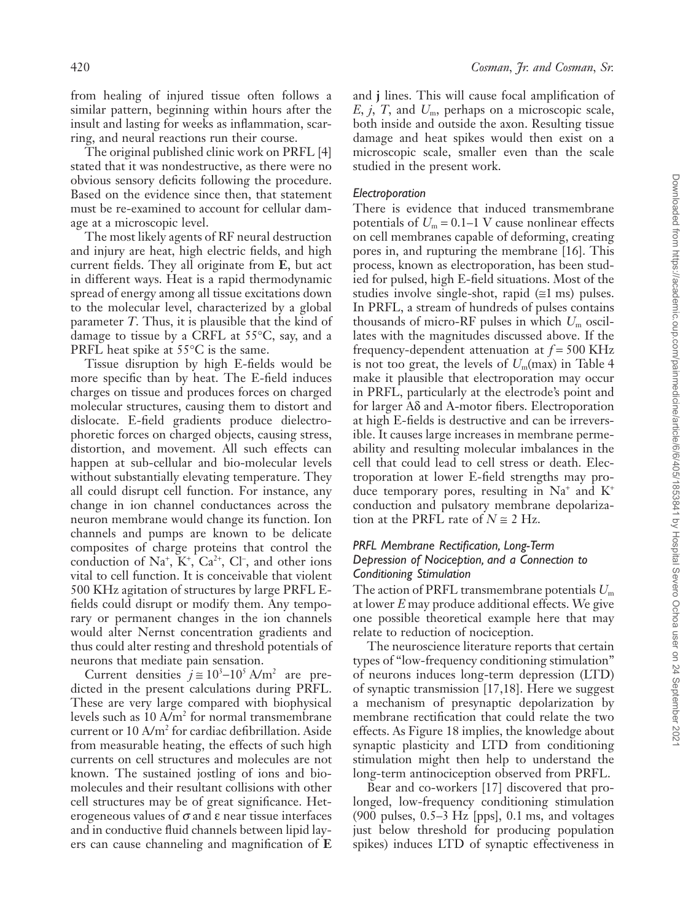from healing of injured tissue often follows a similar pattern, beginning within hours after the insult and lasting for weeks as inflammation, scarring, and neural reactions run their course.

The original published clinic work on PRFL [4] stated that it was nondestructive, as there were no obvious sensory deficits following the procedure. Based on the evidence since then, that statement must be re-examined to account for cellular damage at a microscopic level.

The most likely agents of RF neural destruction and injury are heat, high electric fields, and high current fields. They all originate from **E**, but act in different ways. Heat is a rapid thermodynamic spread of energy among all tissue excitations down to the molecular level, characterized by a global parameter $T$. Thus, it is plausible that the kind of damage to tissue by a CRFL at 55°C, say, and a PRFL heat spike at 55°C is the same.

Tissue disruption by high E-fields would be more specific than by heat. The E-field induces charges on tissue and produces forces on charged molecular structures, causing them to distort and dislocate. E-field gradients produce dielectrophoretic forces on charged objects, causing stress, distortion, and movement. All such effects can happen at sub-cellular and bio-molecular levels without substantially elevating temperature. They all could disrupt cell function. For instance, any change in ion channel conductances across the neuron membrane would change its function. Ion channels and pumps are known to be delicate composites of charge proteins that control the conduction of $Na^+$, $K^+$, $Ca^{2+}$, $Cl^-$, and other ions vital to cell function. It is conceivable that violent 500 KHz agitation of structures by large PRFL E-fields could disrupt or modify them. Any temporary or permanent changes in the ion channels would alter Nernst concentration gradients and thus could alter resting and threshold potentials of neurons that mediate pain sensation.

Current densities $j \cong 10^3$–$10^5$ A/m$^2$ are predicted in the present calculations during PRFL. These are very large compared with biophysical levels such as 10 A/m$^2$ for normal transmembrane current or 10 A/m$^2$ for cardiac defibrillation. Aside from measurable heating, the effects of such high currents on cell structures and molecules are not known. The sustained jostling of ions and biomolecules and their resultant collisions with other cell structures may be of great significance. Heterogeneous values of $\sigma$ and $\varepsilon$ near tissue interfaces and in conductive fluid channels between lipid layers can cause channeling and magnification of **E** and **j** lines. This will cause focal amplification of $E$, $j$, $T$, and $U_m$, perhaps on a microscopic scale, both inside and outside the axon. Resulting tissue damage and heat spikes would then exist on a microscopic scale, smaller even than the scale studied in the present work.

### Electroporation

There is evidence that induced transmembrane potentials of $U_m = 0.1$–$1$ V cause nonlinear effects on cell membranes capable of deforming, creating pores in, and rupturing the membrane [16]. This process, known as electroporation, has been studied for pulsed, high E-field situations. Most of the studies involve single-shot, rapid ($\cong$1 ms) pulses. In PRFL, a stream of hundreds of pulses contains thousands of micro-RF pulses in which $U_m$ oscillates with the magnitudes discussed above. If the frequency-dependent attenuation at $f = 500$ KHz is not too great, the levels of $U_m$(max) in Table 4 make it plausible that electroporation may occur in PRFL, particularly at the electrode's point and for larger Aδ and A-motor fibers. Electroporation at high E-fields is destructive and can be irreversible. It causes large increases in membrane permeability and resulting molecular imbalances in the cell that could lead to cell stress or death. Electroporation at lower E-field strengths may produce temporary pores, resulting in $Na^+$ and $K^+$ conduction and pulsatory membrane depolarization at the PRFL rate of $N \cong 2$ Hz.

### PRFL Membrane Rectification, Long-Term Depression of Nociception, and a Connection to Conditioning Stimulation

The action of PRFL transmembrane potentials $U_m$ at lower $E$ may produce additional effects. We give one possible theoretical example here that may relate to reduction of nociception.

The neuroscience literature reports that certain types of "low-frequency conditioning stimulation" of neurons induces long-term depression (LTD) of synaptic transmission [17,18]. Here we suggest a mechanism of presynaptic depolarization by membrane rectification that could relate the two effects. As Figure 18 implies, the knowledge about synaptic plasticity and LTD from conditioning stimulation might then help to understand the long-term antinociception observed from PRFL.

Bear and co-workers [17] discovered that prolonged, low-frequency conditioning stimulation (900 pulses, 0.5–3 Hz [pps], 0.1 ms, and voltages just below threshold for producing population spikes) induces LTD of synaptic effectiveness in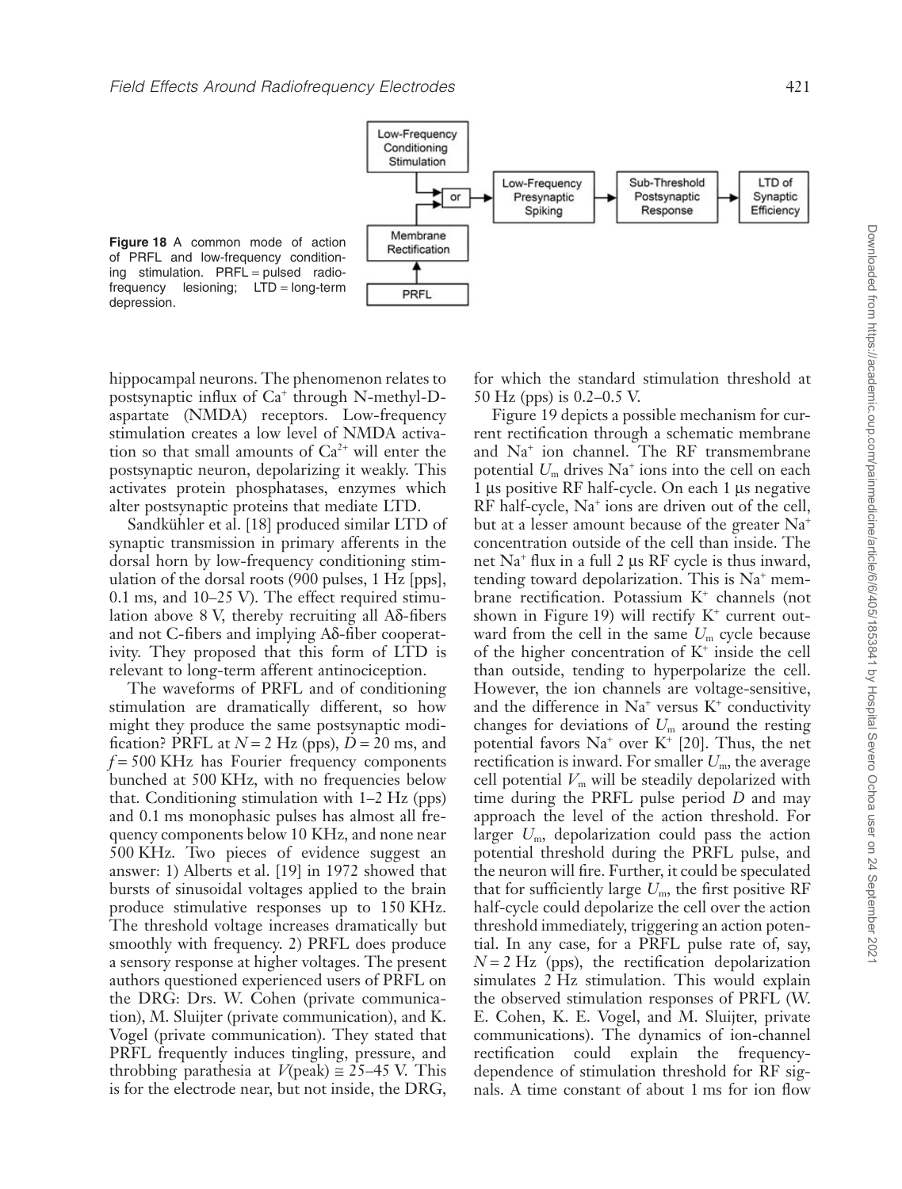Figure 18 A common mode of action of PRFL and low-frequency conditioning stimulation. PRFL = pulsed radiofrequency lesioning; LTD = long-term depression.

hippocampal neurons. The phenomenon relates to postsynaptic influx of $Ca^+$ through N-methyl-D-aspartate (NMDA) receptors. Low-frequency stimulation creates a low level of NMDA activation so that small amounts of $Ca^{2+}$ will enter the postsynaptic neuron, depolarizing it weakly. This activates protein phosphatases, enzymes which alter postsynaptic proteins that mediate LTD.

Sandkühler et al. [18] produced similar LTD of synaptic transmission in primary afferents in the dorsal horn by low-frequency conditioning stimulation of the dorsal roots (900 pulses, 1 Hz [pps], 0.1 ms, and 10–25 V). The effect required stimulation above 8 V, thereby recruiting all Aδ-fibers and not C-fibers and implying Aδ-fiber cooperativity. They proposed that this form of LTD is relevant to long-term afferent antinociception.

The waveforms of PRFL and of conditioning stimulation are dramatically different, so how might they produce the same postsynaptic modification? PRFL at $N = 2$ Hz (pps), $D = 20$ ms, and $f = 500$ KHz has Fourier frequency components bunched at 500 KHz, with no frequencies below that. Conditioning stimulation with 1–2 Hz (pps) and 0.1 ms monophasic pulses has almost all frequency components below 10 KHz, and none near 500 KHz. Two pieces of evidence suggest an answer: 1) Alberts et al. [19] in 1972 showed that bursts of sinusoidal voltages applied to the brain produce stimulative responses up to 150 KHz. The threshold voltage increases dramatically but smoothly with frequency. 2) PRFL does produce a sensory response at higher voltages. The present authors questioned experienced users of PRFL on the DRG: Drs. W. Cohen (private communication), M. Sluijter (private communication), and K. Vogel (private communication). They stated that PRFL frequently induces tingling, pressure, and throbbing parathesia at $V(\text{peak}) \cong 25$–45 V. This is for the electrode near, but not inside, the DRG, for which the standard stimulation threshold at 50 Hz (pps) is 0.2–0.5 V.

Figure 19 depicts a possible mechanism for current rectification through a schematic membrane and $Na^+$ ion channel. The RF transmembrane potential $U_m$ drives $Na^+$ ions into the cell on each 1 μs positive RF half-cycle. On each 1 μs negative RF half-cycle, $Na^+$ ions are driven out of the cell, but at a lesser amount because of the greater $Na^+$ concentration outside of the cell than inside. The net $Na^+$ flux in a full 2 μs RF cycle is thus inward, tending toward depolarization. This is $Na^+$ membrane rectification. Potassium $K^+$ channels (not shown in Figure 19) will rectify $K^+$ current outward from the cell in the same $U_m$ cycle because of the higher concentration of $K^+$ inside the cell than outside, tending to hyperpolarize the cell. However, the ion channels are voltage-sensitive, and the difference in $Na^+$ versus $K^+$ conductivity changes for deviations of $U_m$ around the resting potential favors $Na^+$ over $K^+$ [20]. Thus, the net rectification is inward. For smaller $U_m$, the average cell potential $V_m$ will be steadily depolarized with time during the PRFL pulse period $D$ and may approach the level of the action threshold. For larger $U_m$, depolarization could pass the action potential threshold during the PRFL pulse, and the neuron will fire. Further, it could be speculated that for sufficiently large $U_m$, the first positive RF half-cycle could depolarize the cell over the action threshold immediately, triggering an action potential. In any case, for a PRFL pulse rate of, say, $N = 2$ Hz (pps), the rectification depolarization simulates 2 Hz stimulation. This would explain the observed stimulation responses of PRFL (W. E. Cohen, K. E. Vogel, and M. Sluijter, private communications). The dynamics of ion-channel rectification could explain the frequency-dependence of stimulation threshold for RF signals. A time constant of about 1 ms for ion flow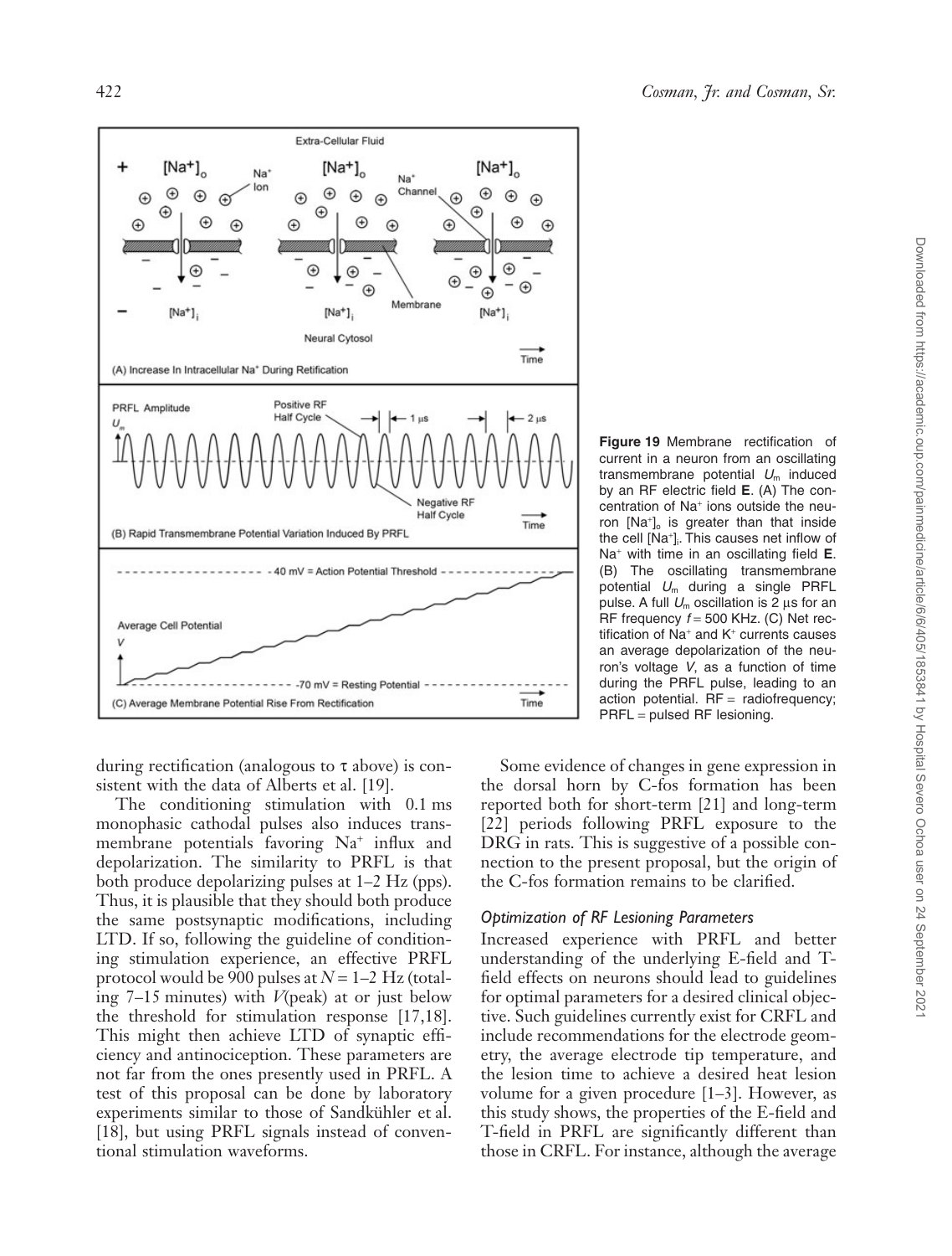**Figure 19** Membrane rectification of current in a neuron from an oscillating transmembrane potential $U_m$ induced by an RF electric field **E**. (A) The concentration of $Na^+$ ions outside the neuron $[Na^+]_o$ is greater than that inside the cell $[Na^+]_i$. This causes net inflow of $Na^+$ with time in an oscillating field **E**. (B) The oscillating transmembrane potential $U_m$ during a single PRFL pulse. A full $U_m$ oscillation is 2 µs for an RF frequency $f = 500$ KHz. (C) Net rectification of $Na^+$ and $K^+$ currents causes an average depolarization of the neuron's voltage $V$, as a function of time during the PRFL pulse, leading to an action potential. RF = radiofrequency; PRFL = pulsed RF lesioning.

during rectification (analogous to $\tau$ above) is consistent with the data of Alberts et al. [19].

The conditioning stimulation with 0.1 ms monophasic cathodal pulses also induces transmembrane potentials favoring $Na^+$ influx and depolarization. The similarity to PRFL is that both produce depolarizing pulses at 1–2 Hz (pps). Thus, it is plausible that they should both produce the same postsynaptic modifications, including LTD. If so, following the guideline of conditioning stimulation experience, an effective PRFL protocol would be 900 pulses at $N = 1$–$2$ Hz (totaling 7–15 minutes) with $V$(peak) at or just below the threshold for stimulation response [17,18]. This might then achieve LTD of synaptic efficiency and antinociception. These parameters are not far from the ones presently used in PRFL. A test of this proposal can be done by laboratory experiments similar to those of Sandkühler et al. [18], but using PRFL signals instead of conventional stimulation waveforms.

Some evidence of changes in gene expression in the dorsal horn by C-fos formation has been reported both for short-term [21] and long-term [22] periods following PRFL exposure to the DRG in rats. This is suggestive of a possible connection to the present proposal, but the origin of the C-fos formation remains to be clarified.

### *Optimization of RF Lesioning Parameters*

Increased experience with PRFL and better understanding of the underlying E-field and T-field effects on neurons should lead to guidelines for optimal parameters for a desired clinical objective. Such guidelines currently exist for CRFL and include recommendations for the electrode geometry, the average electrode tip temperature, and the lesion time to achieve a desired heat lesion volume for a given procedure [1–3]. However, as this study shows, the properties of the E-field and T-field in PRFL are significantly different than those in CRFL. For instance, although the average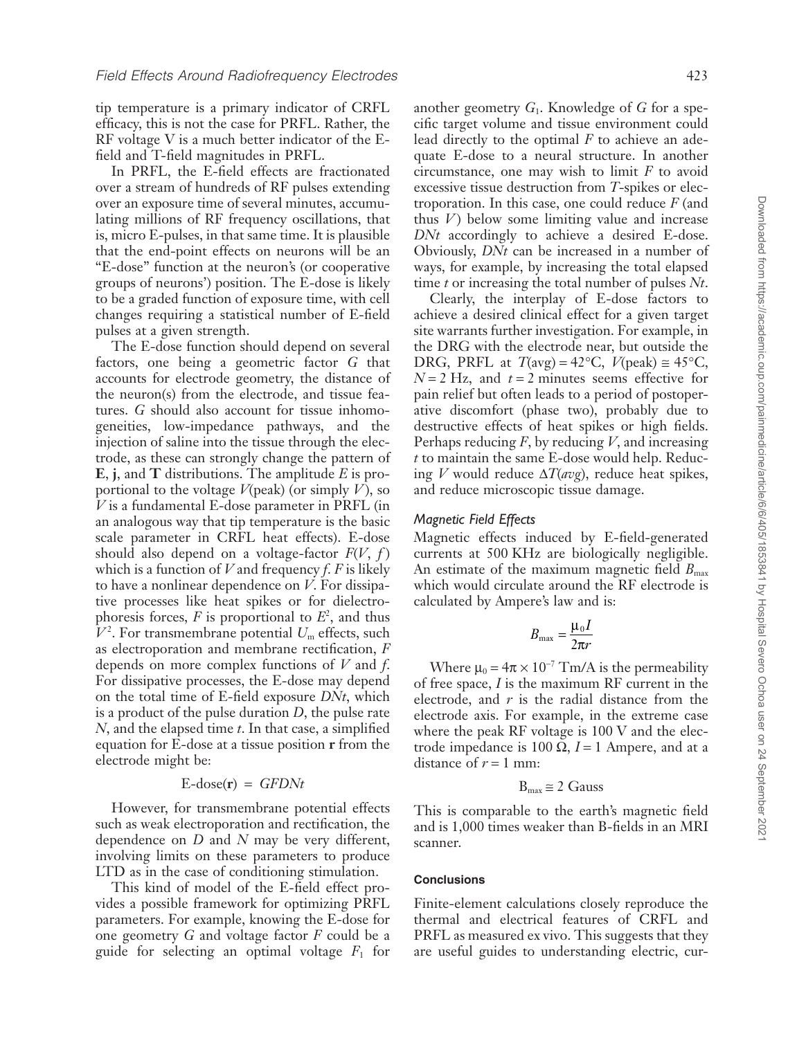tip temperature is a primary indicator of CRFL efficacy, this is not the case for PRFL. Rather, the RF voltage V is a much better indicator of the E-field and T-field magnitudes in PRFL.

In PRFL, the E-field effects are fractionated over a stream of hundreds of RF pulses extending over an exposure time of several minutes, accumulating millions of RF frequency oscillations, that is, micro E-pulses, in that same time. It is plausible that the end-point effects on neurons will be an "E-dose" function at the neuron's (or cooperative groups of neurons') position. The E-dose is likely to be a graded function of exposure time, with cell changes requiring a statistical number of E-field pulses at a given strength.

The E-dose function should depend on several factors, one being a geometric factor $G$ that accounts for electrode geometry, the distance of the neuron(s) from the electrode, and tissue features. $G$ should also account for tissue inhomogeneities, low-impedance pathways, and the injection of saline into the tissue through the electrode, as these can strongly change the pattern of **E**, **j**, and **T** distributions. The amplitude $E$ is proportional to the voltage $V$(peak) (or simply $V$), so $V$ is a fundamental E-dose parameter in PRFL (in an analogous way that tip temperature is the basic scale parameter in CRFL heat effects). E-dose should also depend on a voltage-factor $F(V, f)$ which is a function of $V$ and frequency $f$. $F$ is likely to have a nonlinear dependence on $V$. For dissipative processes like heat spikes or for dielectrophoresis forces, $F$ is proportional to $E^2$, and thus $V^2$. For transmembrane potential $U_m$ effects, such as electroporation and membrane rectification, $F$ depends on more complex functions of $V$ and $f$. For dissipative processes, the E-dose may depend on the total time of E-field exposure $DNt$, which is a product of the pulse duration $D$, the pulse rate $N$, and the elapsed time $t$. In that case, a simplified equation for E-dose at a tissue position **r** from the electrode might be:

$$\text{E-dose}(\mathbf{r}) = GFDNt$$

However, for transmembrane potential effects such as weak electroporation and rectification, the dependence on $D$ and $N$ may be very different, involving limits on these parameters to produce LTD as in the case of conditioning stimulation.

This kind of model of the E-field effect provides a possible framework for optimizing PRFL parameters. For example, knowing the E-dose for one geometry $G$ and voltage factor $F$ could be a guide for selecting an optimal voltage $F_1$ for another geometry $G_1$. Knowledge of $G$ for a specific target volume and tissue environment could lead directly to the optimal $F$ to achieve an adequate E-dose to a neural structure. In another circumstance, one may wish to limit $F$ to avoid excessive tissue destruction from $T$-spikes or electroporation. In this case, one could reduce $F$ (and thus $V$) below some limiting value and increase $DNt$ accordingly to achieve a desired E-dose. Obviously, $DNt$ can be increased in a number of ways, for example, by increasing the total elapsed time $t$ or increasing the total number of pulses $Nt$.

Clearly, the interplay of E-dose factors to achieve a desired clinical effect for a given target site warrants further investigation. For example, in the DRG with the electrode near, but outside the DRG, PRFL at $T(\text{avg}) = 42°\text{C}$, $V(\text{peak}) \cong 45°\text{C}$, $N = 2$ Hz, and $t = 2$ minutes seems effective for pain relief but often leads to a period of postoperative discomfort (phase two), probably due to destructive effects of heat spikes or high fields. Perhaps reducing $F$, by reducing $V$, and increasing $t$ to maintain the same E-dose would help. Reducing $V$ would reduce $\Delta T(avg)$, reduce heat spikes, and reduce microscopic tissue damage.

### Magnetic Field Effects

Magnetic effects induced by E-field-generated currents at 500 KHz are biologically negligible. An estimate of the maximum magnetic field $B_{\max}$ which would circulate around the RF electrode is calculated by Ampere's law and is:

$$B_{\max} = \frac{\mu_0 I}{2\pi r}$$

Where $\mu_0 = 4\pi \times 10^{-7}$ Tm/A is the permeability of free space, $I$ is the maximum RF current in the electrode, and $r$ is the radial distance from the electrode axis. For example, in the extreme case where the peak RF voltage is 100 V and the electrode impedance is 100 Ω, $I = 1$ Ampere, and at a distance of $r = 1$ mm:

$$B_{\max} \cong 2 \text{ Gauss}$$

This is comparable to the earth's magnetic field and is 1,000 times weaker than B-fields in an MRI scanner.

## Conclusions

Finite-element calculations closely reproduce the thermal and electrical features of CRFL and PRFL as measured ex vivo. This suggests that they are useful guides to understanding electric, cur-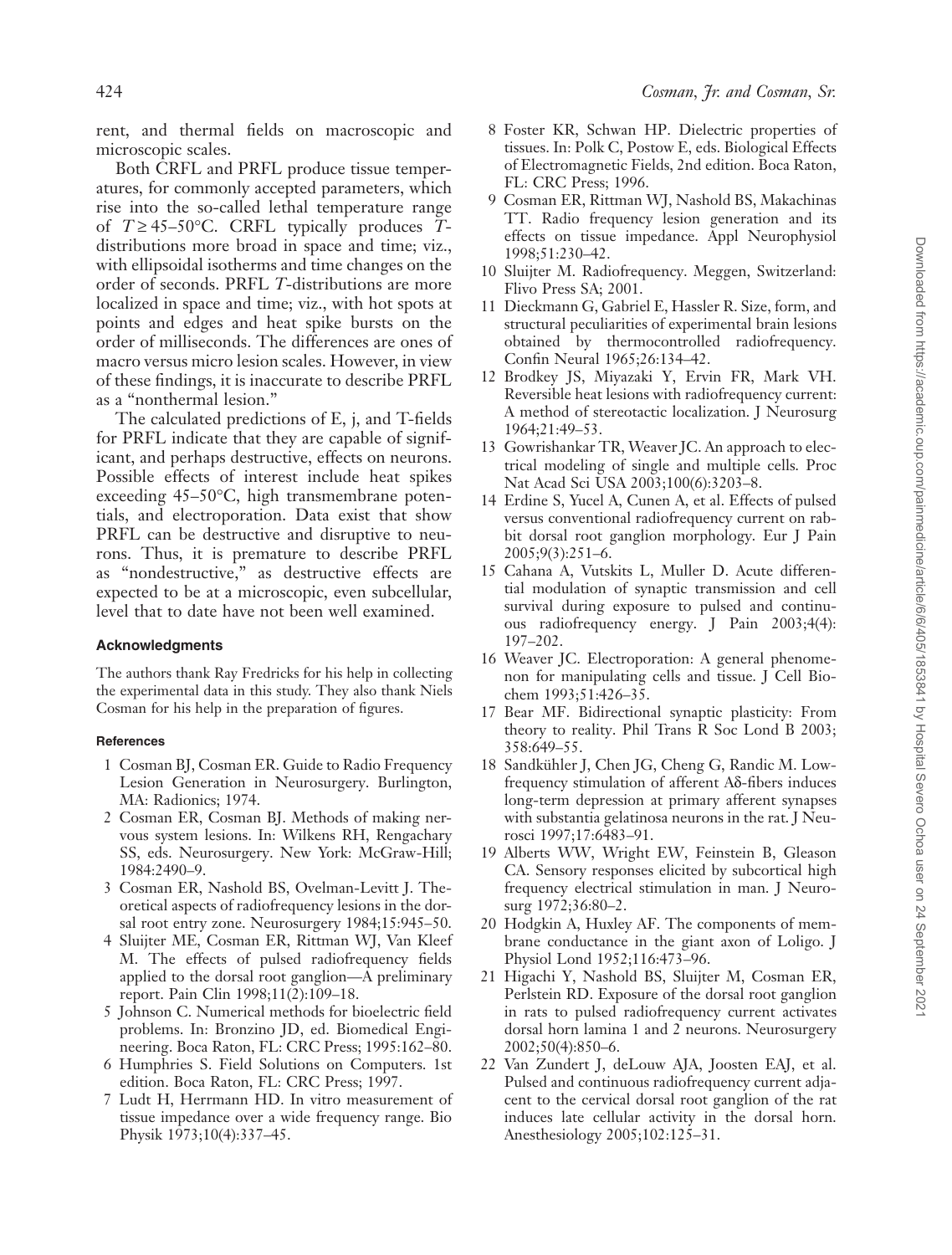rent, and thermal fields on macroscopic and microscopic scales.

Both CRFL and PRFL produce tissue temperatures, for commonly accepted parameters, which rise into the so-called lethal temperature range of $T \geq 45$–$50°C$. CRFL typically produces $T$-distributions more broad in space and time; viz., with ellipsoidal isotherms and time changes on the order of seconds. PRFL $T$-distributions are more localized in space and time; viz., with hot spots at points and edges and heat spike bursts on the order of milliseconds. The differences are ones of macro versus micro lesion scales. However, in view of these findings, it is inaccurate to describe PRFL as a "nonthermal lesion."

The calculated predictions of E, j, and T-fields for PRFL indicate that they are capable of significant, and perhaps destructive, effects on neurons. Possible effects of interest include heat spikes exceeding 45–50°C, high transmembrane potentials, and electroporation. Data exist that show PRFL can be destructive and disruptive to neurons. Thus, it is premature to describe PRFL as "nondestructive," as destructive effects are expected to be at a microscopic, even subcellular, level that to date have not been well examined.

### Acknowledgments

The authors thank Ray Fredricks for his help in collecting the experimental data in this study. They also thank Niels Cosman for his help in the preparation of figures.

### References

1. Cosman BJ, Cosman ER. Guide to Radio Frequency Lesion Generation in Neurosurgery. Burlington, MA: Radionics; 1974.
2. Cosman ER, Cosman BJ. Methods of making nervous system lesions. In: Wilkens RH, Rengachary SS, eds. Neurosurgery. New York: McGraw-Hill; 1984:2490–9.
3. Cosman ER, Nashold BS, Ovelman-Levitt J. Theoretical aspects of radiofrequency lesions in the dorsal root entry zone. Neurosurgery 1984;15:945–50.
4. Sluijter ME, Cosman ER, Rittman WJ, Van Kleef M. The effects of pulsed radiofrequency fields applied to the dorsal root ganglion—A preliminary report. Pain Clin 1998;11(2):109–18.
5. Johnson C. Numerical methods for bioelectric field problems. In: Bronzino JD, ed. Biomedical Engineering. Boca Raton, FL: CRC Press; 1995:162–80.
6. Humphries S. Field Solutions on Computers. 1st edition. Boca Raton, FL: CRC Press; 1997.
7. Ludt H, Herrmann HD. In vitro measurement of tissue impedance over a wide frequency range. Bio Physik 1973;10(4):337–45.
8. Foster KR, Schwan HP. Dielectric properties of tissues. In: Polk C, Postow E, eds. Biological Effects of Electromagnetic Fields, 2nd edition. Boca Raton, FL: CRC Press; 1996.
9. Cosman ER, Rittman WJ, Nashold BS, Makachinas TT. Radio frequency lesion generation and its effects on tissue impedance. Appl Neurophysiol 1998;51:230–42.
10. Sluijter M. Radiofrequency. Meggen, Switzerland: Flivo Press SA; 2001.
11. Dieckmann G, Gabriel E, Hassler R. Size, form, and structural peculiarities of experimental brain lesions obtained by thermocontrolled radiofrequency. Confin Neural 1965;26:134–42.
12. Brodkey JS, Miyazaki Y, Ervin FR, Mark VH. Reversible heat lesions with radiofrequency current: A method of stereotactic localization. J Neurosurg 1964;21:49–53.
13. Gowrishankar TR, Weaver JC. An approach to electrical modeling of single and multiple cells. Proc Nat Acad Sci USA 2003;100(6):3203–8.
14. Erdine S, Yucel A, Cunen A, et al. Effects of pulsed versus conventional radiofrequency current on rabbit dorsal root ganglion morphology. Eur J Pain 2005;9(3):251–6.
15. Cahana A, Vutskits L, Muller D. Acute differential modulation of synaptic transmission and cell survival during exposure to pulsed and continuous radiofrequency energy. J Pain 2003;4(4): 197–202.
16. Weaver JC. Electroporation: A general phenomenon for manipulating cells and tissue. J Cell Biochem 1993;51:426–35.
17. Bear MF. Bidirectional synaptic plasticity: From theory to reality. Phil Trans R Soc Lond B 2003; 358:649–55.
18. Sandkühler J, Chen JG, Cheng G, Randic M. Low-frequency stimulation of afferent Aδ-fibers induces long-term depression at primary afferent synapses with substantia gelatinosa neurons in the rat. J Neurosci 1997;17:6483–91.
19. Alberts WW, Wright EW, Feinstein B, Gleason CA. Sensory responses elicited by subcortical high frequency electrical stimulation in man. J Neurosurg 1972;36:80–2.
20. Hodgkin A, Huxley AF. The components of membrane conductance in the giant axon of Loligo. J Physiol Lond 1952;116:473–96.
21. Higachi Y, Nashold BS, Sluijter M, Cosman ER, Perlstein RD. Exposure of the dorsal root ganglion in rats to pulsed radiofrequency current activates dorsal horn lamina 1 and 2 neurons. Neurosurgery 2002;50(4):850–6.
22. Van Zundert J, deLouw AJA, Joosten EAJ, et al. Pulsed and continuous radiofrequency current adjacent to the cervical dorsal root ganglion of the rat induces late cellular activity in the dorsal horn. Anesthesiology 2005;102:125–31.